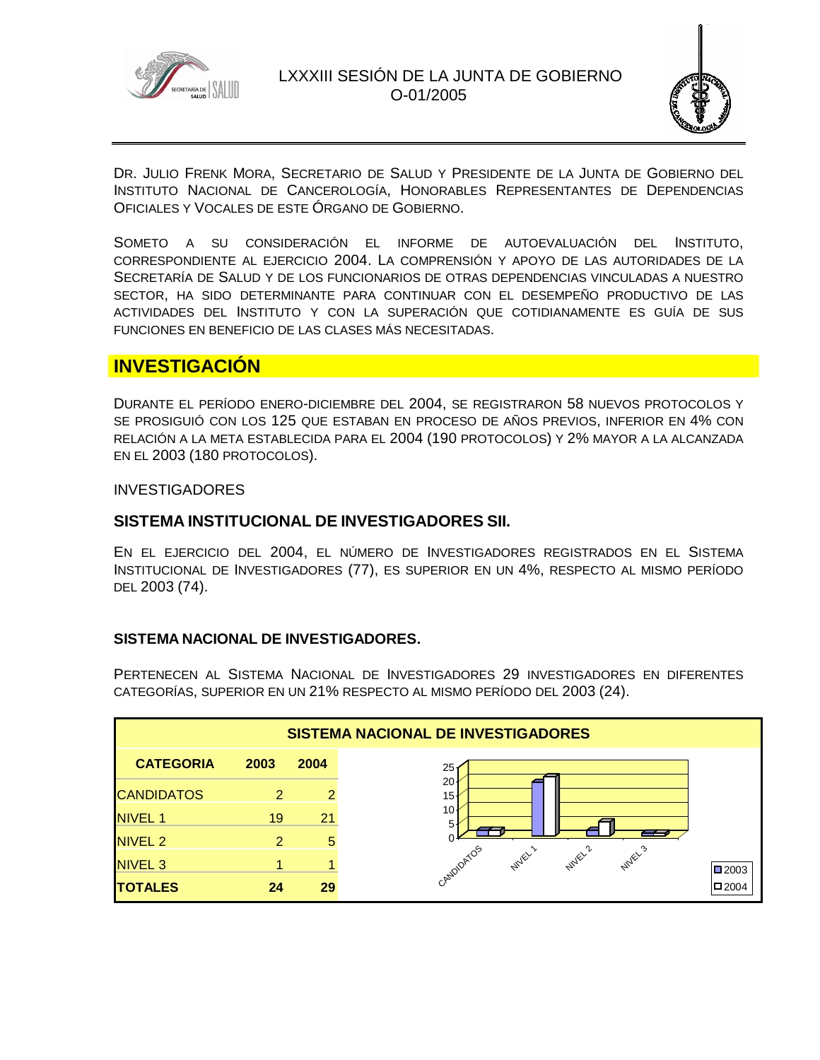LXXXIII SESIÓN DE LA JUNTA DE GOBIERNO
O-01/2005

DR. JULIO FRENK MORA, SECRETARIO DE SALUD Y PRESIDENTE DE LA JUNTA DE GOBIERNO DEL INSTITUTO NACIONAL DE CANCEROLOGÍA, HONORABLES REPRESENTANTES DE DEPENDENCIAS OFICIALES Y VOCALES DE ESTE ÓRGANO DE GOBIERNO.

SOMETO A SU CONSIDERACIÓN EL INFORME DE AUTOEVALUACIÓN DEL INSTITUTO, CORRESPONDIENTE AL EJERCICIO 2004. LA COMPRENSIÓN Y APOYO DE LAS AUTORIDADES DE LA SECRETARÍA DE SALUD Y DE LOS FUNCIONARIOS DE OTRAS DEPENDENCIAS VINCULADAS A NUESTRO SECTOR, HA SIDO DETERMINANTE PARA CONTINUAR CON EL DESEMPEÑO PRODUCTIVO DE LAS ACTIVIDADES DEL INSTITUTO Y CON LA SUPERACIÓN QUE COTIDIANAMENTE ES GUÍA DE SUS FUNCIONES EN BENEFICIO DE LAS CLASES MÁS NECESITADAS.

# INVESTIGACIÓN

DURANTE EL PERÍODO ENERO-DICIEMBRE DEL 2004, SE REGISTRARON 58 NUEVOS PROTOCOLOS Y SE PROSIGUIÓ CON LOS 125 QUE ESTABAN EN PROCESO DE AÑOS PREVIOS, INFERIOR EN 4% CON RELACIÓN A LA META ESTABLECIDA PARA EL 2004 (190 PROTOCOLOS) Y 2% MAYOR A LA ALCANZADA EN EL 2003 (180 PROTOCOLOS).

INVESTIGADORES

## SISTEMA INSTITUCIONAL DE INVESTIGADORES SII.

EN EL EJERCICIO DEL 2004, EL NÚMERO DE INVESTIGADORES REGISTRADOS EN EL SISTEMA INSTITUCIONAL DE INVESTIGADORES (77), ES SUPERIOR EN UN 4%, RESPECTO AL MISMO PERÍODO DEL 2003 (74).

### SISTEMA NACIONAL DE INVESTIGADORES.

PERTENECEN AL SISTEMA NACIONAL DE INVESTIGADORES 29 INVESTIGADORES EN DIFERENTES CATEGORÍAS, SUPERIOR EN UN 21% RESPECTO AL MISMO PERÍODO DEL 2003 (24).

**SISTEMA NACIONAL DE INVESTIGADORES**

| CATEGORIA | 2003 | 2004 |
|---|---|---|
| CANDIDATOS | 2 | 2 |
| NIVEL 1 | 19 | 21 |
| NIVEL 2 | 2 | 5 |
| NIVEL 3 | 1 | 1 |
| **TOTALES** | **24** | **29** |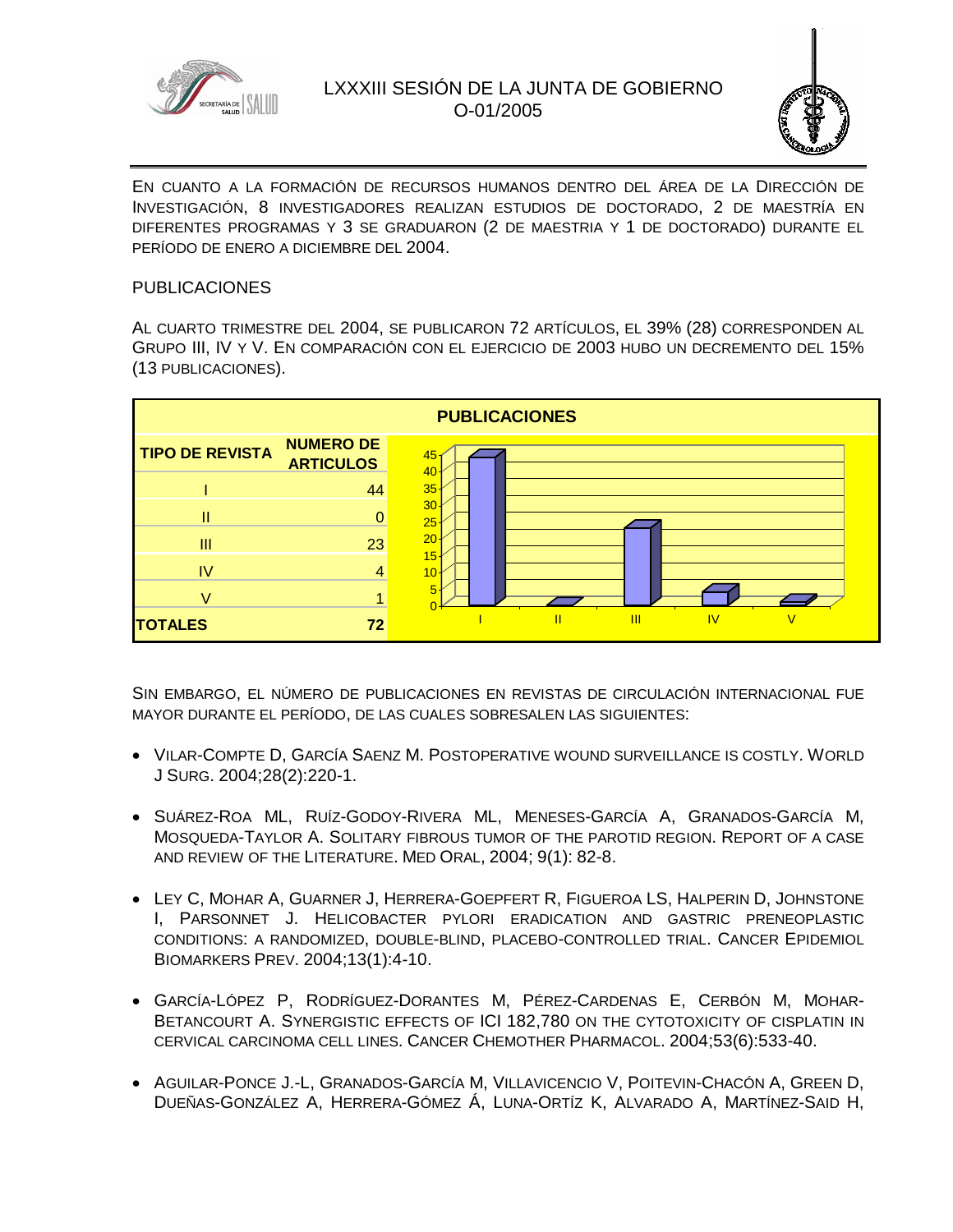En cuanto a la formación de recursos humanos dentro del área de la Dirección de Investigación, 8 investigadores realizan estudios de doctorado, 2 de maestría en diferentes programas y 3 se graduaron (2 de maestria y 1 de doctorado) durante el período de enero a diciembre del 2004.

## PUBLICACIONES

Al cuarto trimestre del 2004, se publicaron 72 artículos, el 39% (28) corresponden al Grupo III, IV y V. En comparación con el ejercicio de 2003 hubo un decremento del 15% (13 publicaciones).

**PUBLICACIONES**

| TIPO DE REVISTA | NUMERO DE ARTICULOS |
|---|---|
| I | 44 |
| II | 0 |
| III | 23 |
| IV | 4 |
| V | 1 |
| **TOTALES** | **72** |

Sin embargo, el número de publicaciones en revistas de circulación internacional fue mayor durante el período, de las cuales sobresalen las siguientes:

- Vilar-Compte D, García Saenz M. Postoperative wound surveillance is costly. World J Surg. 2004;28(2):220-1.
- Suárez-Roa ML, Ruíz-Godoy-Rivera ML, Meneses-García A, Granados-García M, Mosqueda-Taylor A. Solitary fibrous tumor of the parotid region. Report of a case and review of the literature. Med Oral, 2004; 9(1): 82-8.
- Ley C, Mohar A, Guarner J, Herrera-Goepfert R, Figueroa LS, Halperin D, Johnstone I, Parsonnet J. Helicobacter pylori eradication and gastric preneoplastic conditions: a randomized, double-blind, placebo-controlled trial. Cancer Epidemiol Biomarkers Prev. 2004;13(1):4-10.
- García-López P, Rodríguez-Dorantes M, Pérez-Cardenas E, Cerbón M, Mohar-Betancourt A. Synergistic effects of ICI 182,780 on the cytotoxicity of cisplatin in cervical carcinoma cell lines. Cancer Chemother Pharmacol. 2004;53(6):533-40.
- Aguilar-Ponce J.-L, Granados-García M, Villavicencio V, Poitevin-Chacón A, Green D, Dueñas-González A, Herrera-Gómez Á, Luna-Ortíz K, Alvarado A, Martínez-Said H,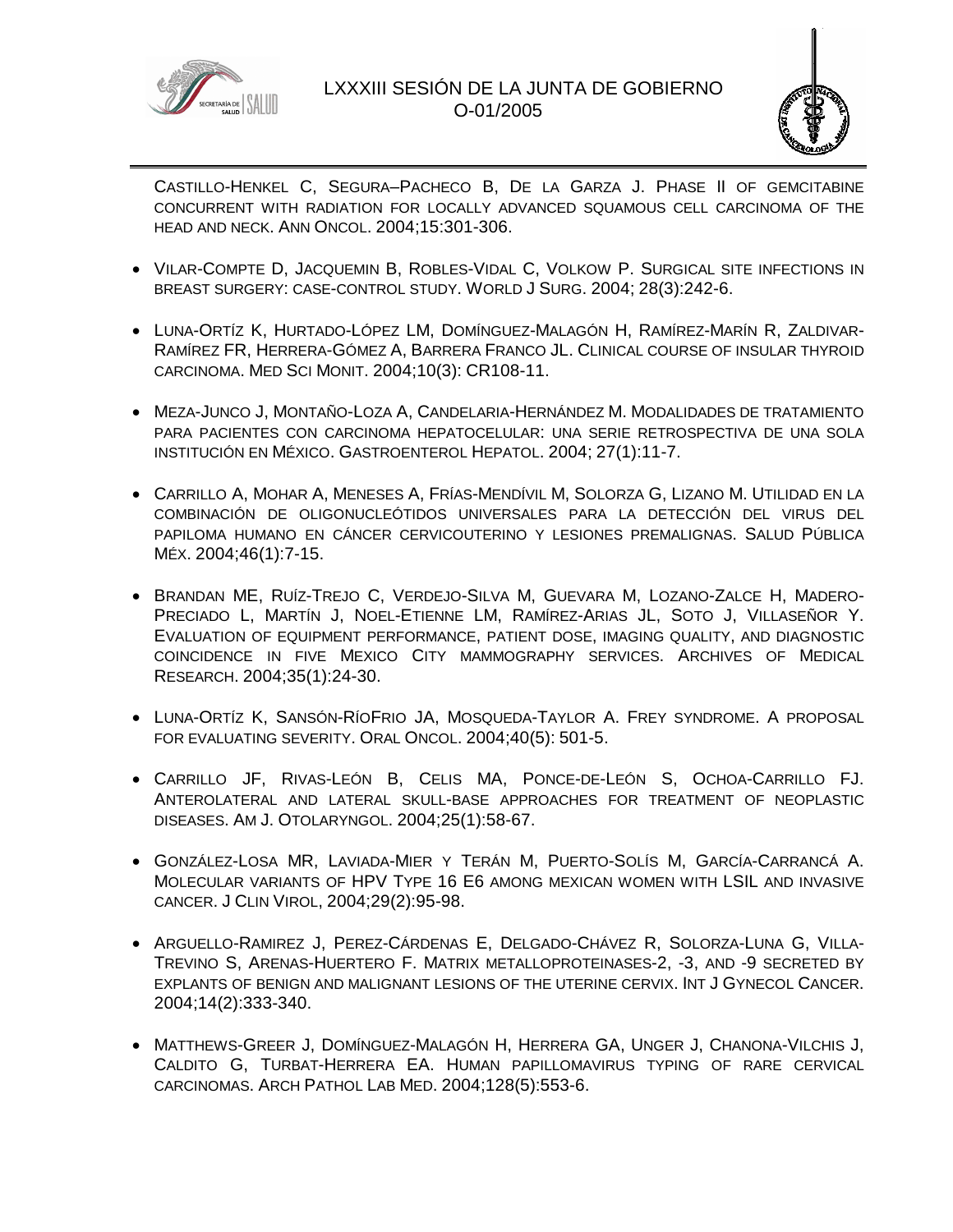Castillo-Henkel C, Segura–Pacheco B, De la Garza J. Phase II of gemcitabine concurrent with radiation for locally advanced squamous cell carcinoma of the head and neck. Ann Oncol. 2004;15:301-306.

- Vilar-Compte D, Jacquemin B, Robles-Vidal C, Volkow P. Surgical site infections in breast surgery: case-control study. World J Surg. 2004; 28(3):242-6.
- Luna-Ortíz K, Hurtado-López LM, Domínguez-Malagón H, Ramírez-Marín R, Zaldivar-Ramírez FR, Herrera-Gómez A, Barrera Franco JL. Clinical course of insular thyroid carcinoma. Med Sci Monit. 2004;10(3): CR108-11.
- Meza-Junco J, Montaño-Loza A, Candelaria-Hernández M. Modalidades de tratamiento para pacientes con carcinoma hepatocelular: una serie retrospectiva de una sola institución en México. Gastroenterol Hepatol. 2004; 27(1):11-7.
- Carrillo A, Mohar A, Meneses A, Frías-Mendívil M, Solorza G, Lizano M. Utilidad en la combinación de oligonucleótidos universales para la detección del virus del papiloma humano en cáncer cervicouterino y lesiones premalignas. Salud Pública Méx. 2004;46(1):7-15.
- Brandan ME, Ruíz-Trejo C, Verdejo-Silva M, Guevara M, Lozano-Zalce H, Madero-Preciado L, Martín J, Noel-Etienne LM, Ramírez-Arias JL, Soto J, Villaseñor Y. Evaluation of equipment performance, patient dose, imaging quality, and diagnostic coincidence in five Mexico City mammography services. Archives of Medical Research. 2004;35(1):24-30.
- Luna-Ortíz K, Sansón-RíoFrio JA, Mosqueda-Taylor A. Frey syndrome. A proposal for evaluating severity. Oral Oncol. 2004;40(5): 501-5.
- Carrillo JF, Rivas-León B, Celis MA, Ponce-de-León S, Ochoa-Carrillo FJ. Anterolateral and lateral skull-base approaches for treatment of neoplastic diseases. Am J. Otolaryngol. 2004;25(1):58-67.
- González-Losa MR, Laviada-Mier y Terán M, Puerto-Solís M, García-Carrancá A. Molecular variants of HPV Type 16 E6 among mexican women with LSIL and invasive cancer. J Clin Virol, 2004;29(2):95-98.
- Arguello-Ramirez J, Perez-Cárdenas E, Delgado-Chávez R, Solorza-Luna G, Villa-Trevino S, Arenas-Huertero F. Matrix metalloproteinases-2, -3, and -9 secreted by explants of benign and malignant lesions of the uterine cervix. Int J Gynecol Cancer. 2004;14(2):333-340.
- Matthews-Greer J, Domínguez-Malagón H, Herrera GA, Unger J, Chanona-Vilchis J, Caldito G, Turbat-Herrera EA. Human papillomavirus typing of rare cervical carcinomas. Arch Pathol Lab Med. 2004;128(5):553-6.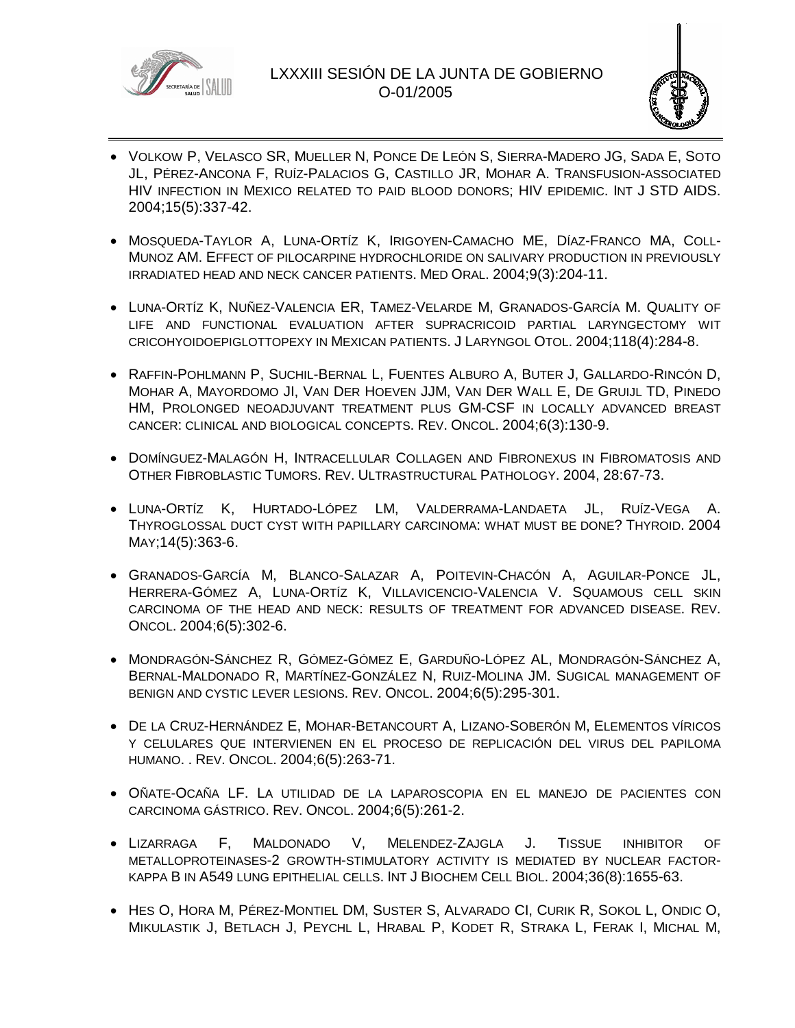- VOLKOW P, VELASCO SR, MUELLER N, PONCE DE LEÓN S, SIERRA-MADERO JG, SADA E, SOTO JL, PÉREZ-ANCONA F, RUÍZ-PALACIOS G, CASTILLO JR, MOHAR A. TRANSFUSION-ASSOCIATED HIV INFECTION IN MEXICO RELATED TO PAID BLOOD DONORS; HIV EPIDEMIC. INT J STD AIDS. 2004;15(5):337-42.

- MOSQUEDA-TAYLOR A, LUNA-ORTÍZ K, IRIGOYEN-CAMACHO ME, DÍAZ-FRANCO MA, COLL-MUNOZ AM. EFFECT OF PILOCARPINE HYDROCHLORIDE ON SALIVARY PRODUCTION IN PREVIOUSLY IRRADIATED HEAD AND NECK CANCER PATIENTS. MED ORAL. 2004;9(3):204-11.

- LUNA-ORTÍZ K, NUÑEZ-VALENCIA ER, TAMEZ-VELARDE M, GRANADOS-GARCÍA M. QUALITY OF LIFE AND FUNCTIONAL EVALUATION AFTER SUPRACRICOID PARTIAL LARYNGECTOMY WIT CRICOHYOIDOEPIGLOTTOPEXY IN MEXICAN PATIENTS. J LARYNGOL OTOL. 2004;118(4):284-8.

- RAFFIN-POHLMANN P, SUCHIL-BERNAL L, FUENTES ALBURO A, BUTER J, GALLARDO-RINCÓN D, MOHAR A, MAYORDOMO JI, VAN DER HOEVEN JJM, VAN DER WALL E, DE GRUIJL TD, PINEDO HM, PROLONGED NEOADJUVANT TREATMENT PLUS GM-CSF IN LOCALLY ADVANCED BREAST CANCER: CLINICAL AND BIOLOGICAL CONCEPTS. REV. ONCOL. 2004;6(3):130-9.

- DOMÍNGUEZ-MALAGÓN H, INTRACELLULAR COLLAGEN AND FIBRONEXUS IN FIBROMATOSIS AND OTHER FIBROBLASTIC TUMORS. REV. ULTRASTRUCTURAL PATHOLOGY. 2004, 28:67-73.

- LUNA-ORTÍZ K, HURTADO-LÓPEZ LM, VALDERRAMA-LANDAETA JL, RUÍZ-VEGA A. THYROGLOSSAL DUCT CYST WITH PAPILLARY CARCINOMA: WHAT MUST BE DONE? THYROID. 2004 MAY;14(5):363-6.

- GRANADOS-GARCÍA M, BLANCO-SALAZAR A, POITEVIN-CHACÓN A, AGUILAR-PONCE JL, HERRERA-GÓMEZ A, LUNA-ORTÍZ K, VILLAVICENCIO-VALENCIA V. SQUAMOUS CELL SKIN CARCINOMA OF THE HEAD AND NECK: RESULTS OF TREATMENT FOR ADVANCED DISEASE. REV. ONCOL. 2004;6(5):302-6.

- MONDRAGÓN-SÁNCHEZ R, GÓMEZ-GÓMEZ E, GARDUÑO-LÓPEZ AL, MONDRAGÓN-SÁNCHEZ A, BERNAL-MALDONADO R, MARTÍNEZ-GONZÁLEZ N, RUIZ-MOLINA JM. SUGICAL MANAGEMENT OF BENIGN AND CYSTIC LEVER LESIONS. REV. ONCOL. 2004;6(5):295-301.

- DE LA CRUZ-HERNÁNDEZ E, MOHAR-BETANCOURT A, LIZANO-SOBERÓN M, ELEMENTOS VÍRICOS Y CELULARES QUE INTERVIENEN EN EL PROCESO DE REPLICACIÓN DEL VIRUS DEL PAPILOMA HUMANO. . REV. ONCOL. 2004;6(5):263-71.

- OÑATE-OCAÑA LF. LA UTILIDAD DE LA LAPAROSCOPIA EN EL MANEJO DE PACIENTES CON CARCINOMA GÁSTRICO. REV. ONCOL. 2004;6(5):261-2.

- LIZARRAGA F, MALDONADO V, MELENDEZ-ZAJGLA J. TISSUE INHIBITOR OF METALLOPROTEINASES-2 GROWTH-STIMULATORY ACTIVITY IS MEDIATED BY NUCLEAR FACTOR-KAPPA B IN A549 LUNG EPITHELIAL CELLS. INT J BIOCHEM CELL BIOL. 2004;36(8):1655-63.

- HES O, HORA M, PÉREZ-MONTIEL DM, SUSTER S, ALVARADO CI, CURIK R, SOKOL L, ONDIC O, MIKULASTIK J, BETLACH J, PEYCHL L, HRABAL P, KODET R, STRAKA L, FERAK I, MICHAL M,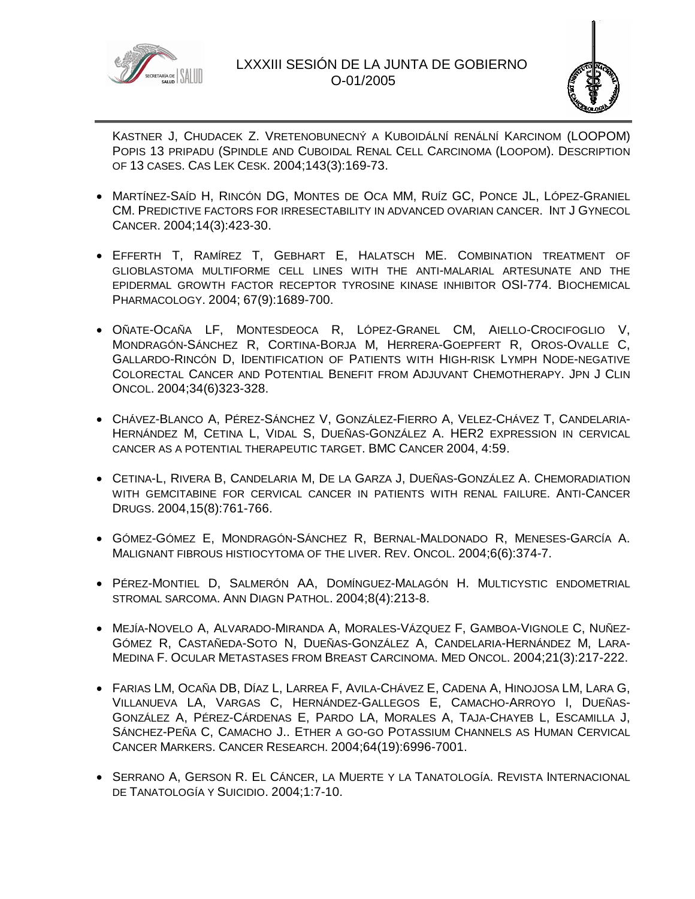KASTNER J, CHUDACEK Z. VRETENOBUNECNÝ A KUBOIDÁLNÍ RENÁLNÍ KARCINOM (LOOPOM) POPIS 13 PRIPADU (SPINDLE AND CUBOIDAL RENAL CELL CARCINOMA (LOOPOM). DESCRIPTION OF 13 CASES. CAS LEK CESK. 2004;143(3):169-73.

- MARTÍNEZ-SAÍD H, RINCÓN DG, MONTES DE OCA MM, RUÍZ GC, PONCE JL, LÓPEZ-GRANIEL CM. PREDICTIVE FACTORS FOR IRRESECTABILITY IN ADVANCED OVARIAN CANCER. INT J GYNECOL CANCER. 2004;14(3):423-30.

- EFFERTH T, RAMÍREZ T, GEBHART E, HALATSCH ME. COMBINATION TREATMENT OF GLIOBLASTOMA MULTIFORME CELL LINES WITH THE ANTI-MALARIAL ARTESUNATE AND THE EPIDERMAL GROWTH FACTOR RECEPTOR TYROSINE KINASE INHIBITOR OSI-774. BIOCHEMICAL PHARMACOLOGY. 2004; 67(9):1689-700.

- OÑATE-OCAÑA LF, MONTESDEOCA R, LÓPEZ-GRANEL CM, AIELLO-CROCIFOGLIO V, MONDRAGÓN-SÁNCHEZ R, CORTINA-BORJA M, HERRERA-GOEPFERT R, OROS-OVALLE C, GALLARDO-RINCÓN D, IDENTIFICATION OF PATIENTS WITH HIGH-RISK LYMPH NODE-NEGATIVE COLORECTAL CANCER AND POTENTIAL BENEFIT FROM ADJUVANT CHEMOTHERAPY. JPN J CLIN ONCOL. 2004;34(6)323-328.

- CHÁVEZ-BLANCO A, PÉREZ-SÁNCHEZ V, GONZÁLEZ-FIERRO A, VELEZ-CHÁVEZ T, CANDELARIA-HERNÁNDEZ M, CETINA L, VIDAL S, DUEÑAS-GONZÁLEZ A. HER2 EXPRESSION IN CERVICAL CANCER AS A POTENTIAL THERAPEUTIC TARGET. BMC CANCER 2004, 4:59.

- CETINA-L, RIVERA B, CANDELARIA M, DE LA GARZA J, DUEÑAS-GONZÁLEZ A. CHEMORADIATION WITH GEMCITABINE FOR CERVICAL CANCER IN PATIENTS WITH RENAL FAILURE. ANTI-CANCER DRUGS. 2004,15(8):761-766.

- GÓMEZ-GÓMEZ E, MONDRAGÓN-SÁNCHEZ R, BERNAL-MALDONADO R, MENESES-GARCÍA A. MALIGNANT FIBROUS HISTIOCYTOMA OF THE LIVER. REV. ONCOL. 2004;6(6):374-7.

- PÉREZ-MONTIEL D, SALMERÓN AA, DOMÍNGUEZ-MALAGÓN H. MULTICYSTIC ENDOMETRIAL STROMAL SARCOMA. ANN DIAGN PATHOL. 2004;8(4):213-8.

- MEJÍA-NOVELO A, ALVARADO-MIRANDA A, MORALES-VÁZQUEZ F, GAMBOA-VIGNOLE C, NUÑEZ-GÓMEZ R, CASTAÑEDA-SOTO N, DUEÑAS-GONZÁLEZ A, CANDELARIA-HERNÁNDEZ M, LARA-MEDINA F. OCULAR METASTASES FROM BREAST CARCINOMA. MED ONCOL. 2004;21(3):217-222.

- FARIAS LM, OCAÑA DB, DÍAZ L, LARREA F, AVILA-CHÁVEZ E, CADENA A, HINOJOSA LM, LARA G, VILLANUEVA LA, VARGAS C, HERNÁNDEZ-GALLEGOS E, CAMACHO-ARROYO I, DUEÑAS-GONZÁLEZ A, PÉREZ-CÁRDENAS E, PARDO LA, MORALES A, TAJA-CHAYEB L, ESCAMILLA J, SÁNCHEZ-PEÑA C, CAMACHO J.. ETHER A GO-GO POTASSIUM CHANNELS AS HUMAN CERVICAL CANCER MARKERS. CANCER RESEARCH. 2004;64(19):6996-7001.

- SERRANO A, GERSON R. EL CÁNCER, LA MUERTE Y LA TANATOLOGÍA. REVISTA INTERNACIONAL DE TANATOLOGÍA Y SUICIDIO. 2004;1:7-10.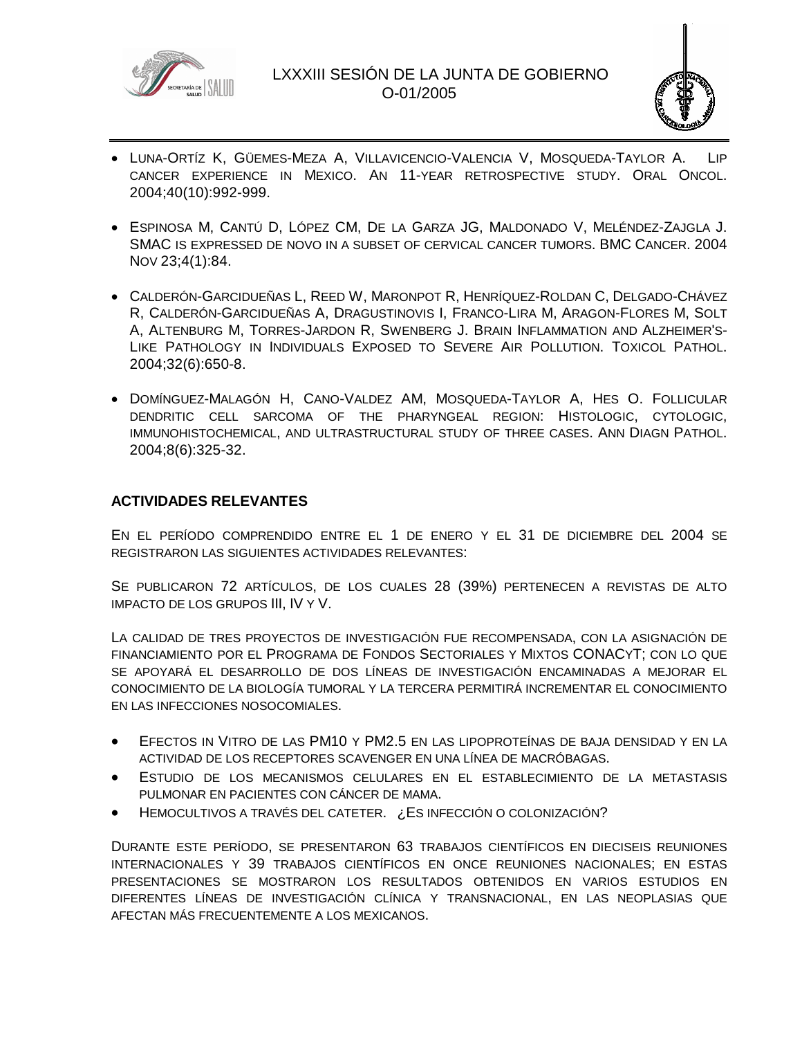- LUNA-ORTÍZ K, GÜEMES-MEZA A, VILLAVICENCIO-VALENCIA V, MOSQUEDA-TAYLOR A. LIP CANCER EXPERIENCE IN MEXICO. AN 11-YEAR RETROSPECTIVE STUDY. ORAL ONCOL. 2004;40(10):992-999.

- ESPINOSA M, CANTÚ D, LÓPEZ CM, DE LA GARZA JG, MALDONADO V, MELÉNDEZ-ZAJGLA J. SMAC IS EXPRESSED DE NOVO IN A SUBSET OF CERVICAL CANCER TUMORS. BMC CANCER. 2004 NOV 23;4(1):84.

- CALDERÓN-GARCIDUEÑAS L, REED W, MARONPOT R, HENRÍQUEZ-ROLDAN C, DELGADO-CHÁVEZ R, CALDERÓN-GARCIDUEÑAS A, DRAGUSTINOVIS I, FRANCO-LIRA M, ARAGON-FLORES M, SOLT A, ALTENBURG M, TORRES-JARDON R, SWENBERG J. BRAIN INFLAMMATION AND ALZHEIMER'S-LIKE PATHOLOGY IN INDIVIDUALS EXPOSED TO SEVERE AIR POLLUTION. TOXICOL PATHOL. 2004;32(6):650-8.

- DOMÍNGUEZ-MALAGÓN H, CANO-VALDEZ AM, MOSQUEDA-TAYLOR A, HES O. FOLLICULAR DENDRITIC CELL SARCOMA OF THE PHARYNGEAL REGION: HISTOLOGIC, CYTOLOGIC, IMMUNOHISTOCHEMICAL, AND ULTRASTRUCTURAL STUDY OF THREE CASES. ANN DIAGN PATHOL. 2004;8(6):325-32.

**ACTIVIDADES RELEVANTES**

EN EL PERÍODO COMPRENDIDO ENTRE EL 1 DE ENERO Y EL 31 DE DICIEMBRE DEL 2004 SE REGISTRARON LAS SIGUIENTES ACTIVIDADES RELEVANTES:

SE PUBLICARON 72 ARTÍCULOS, DE LOS CUALES 28 (39%) PERTENECEN A REVISTAS DE ALTO IMPACTO DE LOS GRUPOS III, IV Y V.

LA CALIDAD DE TRES PROYECTOS DE INVESTIGACIÓN FUE RECOMPENSADA, CON LA ASIGNACIÓN DE FINANCIAMIENTO POR EL PROGRAMA DE FONDOS SECTORIALES Y MIXTOS CONACYT; CON LO QUE SE APOYARÁ EL DESARROLLO DE DOS LÍNEAS DE INVESTIGACIÓN ENCAMINADAS A MEJORAR EL CONOCIMIENTO DE LA BIOLOGÍA TUMORAL Y LA TERCERA PERMITIRÁ INCREMENTAR EL CONOCIMIENTO EN LAS INFECCIONES NOSOCOMIALES.

- EFECTOS IN VITRO DE LAS PM10 Y PM2.5 EN LAS LIPOPROTEÍNAS DE BAJA DENSIDAD Y EN LA ACTIVIDAD DE LOS RECEPTORES SCAVENGER EN UNA LÍNEA DE MACRÓBAGAS.
- ESTUDIO DE LOS MECANISMOS CELULARES EN EL ESTABLECIMIENTO DE LA METASTASIS PULMONAR EN PACIENTES CON CÁNCER DE MAMA.
- HEMOCULTIVOS A TRAVÉS DEL CATETER. ¿ES INFECCIÓN O COLONIZACIÓN?

DURANTE ESTE PERÍODO, SE PRESENTARON 63 TRABAJOS CIENTÍFICOS EN DIECISEIS REUNIONES INTERNACIONALES Y 39 TRABAJOS CIENTÍFICOS EN ONCE REUNIONES NACIONALES; EN ESTAS PRESENTACIONES SE MOSTRARON LOS RESULTADOS OBTENIDOS EN VARIOS ESTUDIOS EN DIFERENTES LÍNEAS DE INVESTIGACIÓN CLÍNICA Y TRANSNACIONAL, EN LAS NEOPLASIAS QUE AFECTAN MÁS FRECUENTEMENTE A LOS MEXICANOS.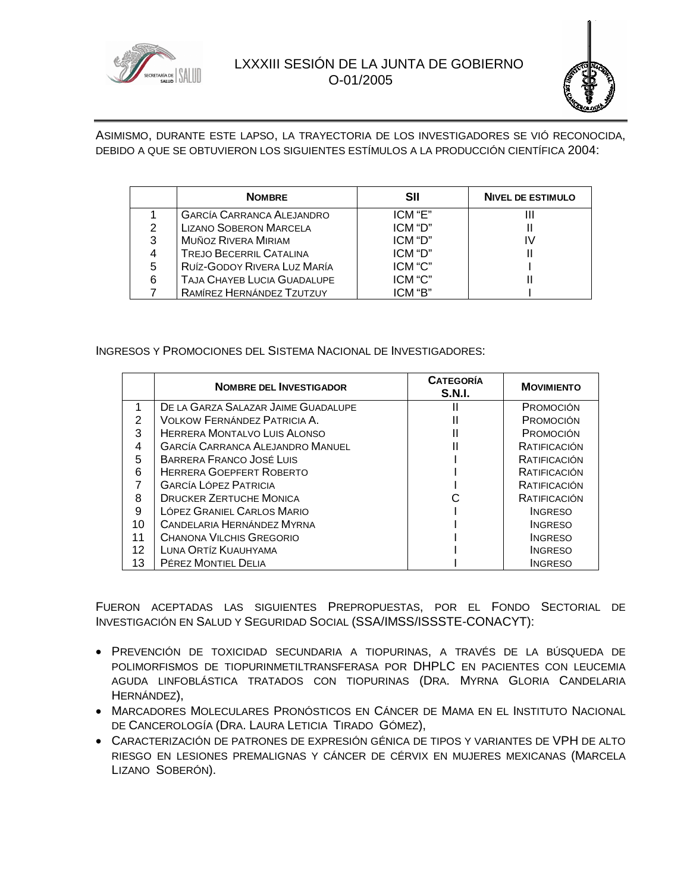ASIMISMO, DURANTE ESTE LAPSO, LA TRAYECTORIA DE LOS INVESTIGADORES SE VIÓ RECONOCIDA, DEBIDO A QUE SE OBTUVIERON LOS SIGUIENTES ESTÍMULOS A LA PRODUCCIÓN CIENTÍFICA 2004:

| | **NOMBRE** | **SII** | **NIVEL DE ESTIMULO** |
|---|---|---|---|
| 1 | GARCÍA CARRANCA ALEJANDRO | ICM "E" | III |
| 2 | LIZANO SOBERON MARCELA | ICM "D" | II |
| 3 | MUÑOZ RIVERA MIRIAM | ICM "D" | IV |
| 4 | TREJO BECERRIL CATALINA | ICM "D" | II |
| 5 | RUÍZ-GODOY RIVERA LUZ MARÍA | ICM "C" | I |
| 6 | TAJA CHAYEB LUCIA GUADALUPE | ICM "C" | II |
| 7 | RAMÍREZ HERNÁNDEZ TZUTZUY | ICM "B" | I |

INGRESOS Y PROMOCIONES DEL SISTEMA NACIONAL DE INVESTIGADORES:

| | **NOMBRE DEL INVESTIGADOR** | **CATEGORÍA S.N.I.** | **MOVIMIENTO** |
|---|---|---|---|
| 1 | DE LA GARZA SALAZAR JAIME GUADALUPE | II | PROMOCIÓN |
| 2 | VOLKOW FERNÁNDEZ PATRICIA A. | II | PROMOCIÓN |
| 3 | HERRERA MONTALVO LUIS ALONSO | II | PROMOCIÓN |
| 4 | GARCÍA CARRANCA ALEJANDRO MANUEL | II | RATIFICACIÓN |
| 5 | BARRERA FRANCO JOSÉ LUIS | I | RATIFICACIÓN |
| 6 | HERRERA GOEPFERT ROBERTO | I | RATIFICACIÓN |
| 7 | GARCÍA LÓPEZ PATRICIA | I | RATIFICACIÓN |
| 8 | DRUCKER ZERTUCHE MONICA | C | RATIFICACIÓN |
| 9 | LÓPEZ GRANIEL CARLOS MARIO | I | INGRESO |
| 10 | CANDELARIA HERNÁNDEZ MYRNA | I | INGRESO |
| 11 | CHANONA VILCHIS GREGORIO | I | INGRESO |
| 12 | LUNA ORTÍZ KUAUHYAMA | I | INGRESO |
| 13 | PÉREZ MONTIEL DELIA | I | INGRESO |

FUERON ACEPTADAS LAS SIGUIENTES PREPROPUESTAS, POR EL FONDO SECTORIAL DE INVESTIGACIÓN EN SALUD Y SEGURIDAD SOCIAL (SSA/IMSS/ISSSTE-CONACYT):

- PREVENCIÓN DE TOXICIDAD SECUNDARIA A TIOPURINAS, A TRAVÉS DE LA BÚSQUEDA DE POLIMORFISMOS DE TIOPURINMETILTRANSFERASA POR DHPLC EN PACIENTES CON LEUCEMIA AGUDA LINFOBLÁSTICA TRATADOS CON TIOPURINAS (DRA. MYRNA GLORIA CANDELARIA HERNÁNDEZ),
- MARCADORES MOLECULARES PRONÓSTICOS EN CÁNCER DE MAMA EN EL INSTITUTO NACIONAL DE CANCEROLOGÍA (DRA. LAURA LETICIA TIRADO GÓMEZ),
- CARACTERIZACIÓN DE PATRONES DE EXPRESIÓN GÉNICA DE TIPOS Y VARIANTES DE VPH DE ALTO RIESGO EN LESIONES PREMALIGNAS Y CÁNCER DE CÉRVIX EN MUJERES MEXICANAS (MARCELA LIZANO SOBERÓN).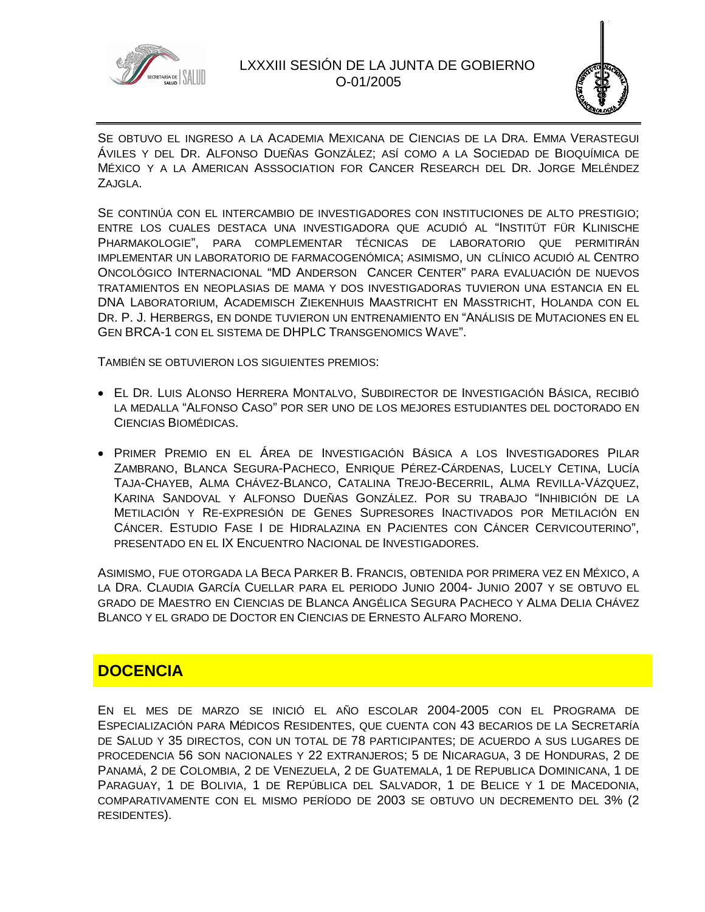Se obtuvo el ingreso a la Academia Mexicana de Ciencias de la Dra. Emma Verastegui Áviles y del Dr. Alfonso Dueñas González; así como a la Sociedad de Bioquímica de México y a la American Asssociation for Cancer Research del Dr. Jorge Meléndez Zajgla.

Se continúa con el intercambio de investigadores con instituciones de alto prestigio; entre los cuales destaca una investigadora que acudió al "Institüt für Klinische Pharmakologie", para complementar técnicas de laboratorio que permitirán implementar un laboratorio de farmacogenómica; asimismo, un clínico acudió al Centro Oncológico Internacional "MD Anderson Cancer Center" para evaluación de nuevos tratamientos en neoplasias de mama y dos investigadoras tuvieron una estancia en el DNA Laboratorium, Academisch Ziekenhuis Maastricht en Masstricht, Holanda con el Dr. P. J. Herbergs, en donde tuvieron un entrenamiento en "Análisis de Mutaciones en el Gen BRCA-1 con el sistema de DHPLC Transgenomics Wave".

También se obtuvieron los siguientes premios:

- El Dr. Luis Alonso Herrera Montalvo, Subdirector de Investigación Básica, recibió la medalla "Alfonso Caso" por ser uno de los mejores estudiantes del doctorado en Ciencias Biomédicas.
- Primer Premio en el Área de Investigación Básica a los Investigadores Pilar Zambrano, Blanca Segura-Pacheco, Enrique Pérez-Cárdenas, Lucely Cetina, Lucía Taja-Chayeb, Alma Chávez-Blanco, Catalina Trejo-Becerril, Alma Revilla-Vázquez, Karina Sandoval y Alfonso Dueñas González. Por su trabajo "Inhibición de la Metilación y Re-expresión de Genes Supresores Inactivados por Metilación en Cáncer. Estudio Fase I de Hidralazina en Pacientes con Cáncer Cervicouterino", presentado en el IX Encuentro Nacional de Investigadores.

Asimismo, fue otorgada la Beca Parker B. Francis, obtenida por primera vez en México, a la Dra. Claudia García Cuellar para el periodo Junio 2004- Junio 2007 y se obtuvo el grado de Maestro en Ciencias de Blanca Angélica Segura Pacheco y Alma Delia Chávez Blanco y el grado de Doctor en Ciencias de Ernesto Alfaro Moreno.

## DOCENCIA

En el mes de marzo se inició el año escolar 2004-2005 con el Programa de Especialización para Médicos Residentes, que cuenta con 43 becarios de la Secretaría de Salud y 35 directos, con un total de 78 participantes; de acuerdo a sus lugares de procedencia 56 son nacionales y 22 extranjeros; 5 de Nicaragua, 3 de Honduras, 2 de Panamá, 2 de Colombia, 2 de Venezuela, 2 de Guatemala, 1 de Republica Dominicana, 1 de Paraguay, 1 de Bolivia, 1 de República del Salvador, 1 de Belice y 1 de Macedonia, comparativamente con el mismo período de 2003 se obtuvo un decremento del 3% (2 residentes).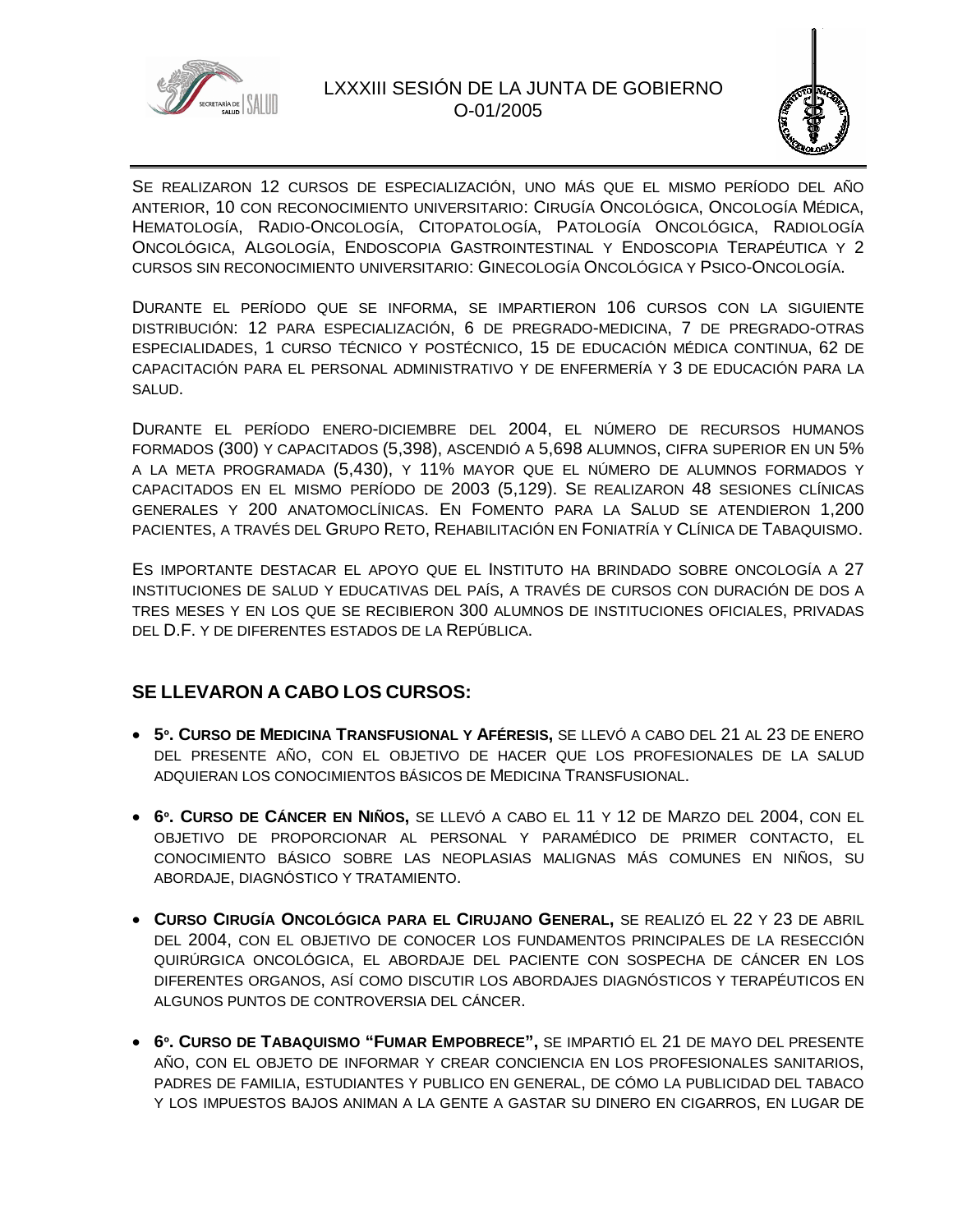Se realizaron 12 cursos de especialización, uno más que el mismo período del año anterior, 10 con reconocimiento universitario: Cirugía Oncológica, Oncología Médica, Hematología, Radio-Oncología, Citopatología, Patología Oncológica, Radiología Oncológica, Algología, Endoscopia Gastrointestinal y Endoscopia Terapéutica y 2 cursos sin reconocimiento universitario: Ginecología Oncológica y Psico-Oncología.

Durante el período que se informa, se impartieron 106 cursos con la siguiente distribución: 12 para especialización, 6 de pregrado-medicina, 7 de pregrado-otras especialidades, 1 curso técnico y postécnico, 15 de educación médica continua, 62 de capacitación para el personal administrativo y de enfermería y 3 de educación para la salud.

Durante el período enero-diciembre del 2004, el número de recursos humanos formados (300) y capacitados (5,398), ascendió a 5,698 alumnos, cifra superior en un 5% a la meta programada (5,430), y 11% mayor que el número de alumnos formados y capacitados en el mismo período de 2003 (5,129). Se realizaron 48 sesiones clínicas generales y 200 anatomoclínicas. En Fomento para la Salud se atendieron 1,200 pacientes, a través del Grupo Reto, Rehabilitación en Foniatría y Clínica de Tabaquismo.

Es importante destacar el apoyo que el Instituto ha brindado sobre oncología a 27 instituciones de salud y educativas del país, a través de cursos con duración de dos a tres meses y en los que se recibieron 300 alumnos de instituciones oficiales, privadas del D.F. y de diferentes estados de la República.

## Se llevaron a cabo los cursos:

- **5º. Curso de Medicina Transfusional y Aféresis,** se llevó a cabo del 21 al 23 de enero del presente año, con el objetivo de hacer que los profesionales de la salud adquieran los conocimientos básicos de Medicina Transfusional.
- **6º. Curso de Cáncer en Niños,** se llevó a cabo el 11 y 12 de Marzo del 2004, con el objetivo de proporcionar al personal y paramédico de primer contacto, el conocimiento básico sobre las neoplasias malignas más comunes en niños, su abordaje, diagnóstico y tratamiento.
- **Curso Cirugía Oncológica para el Cirujano General,** se realizó el 22 y 23 de abril del 2004, con el objetivo de conocer los fundamentos principales de la resección quirúrgica oncológica, el abordaje del paciente con sospecha de cáncer en los diferentes organos, así como discutir los abordajes diagnósticos y terapéuticos en algunos puntos de controversia del cáncer.
- **6º. Curso de Tabaquismo "Fumar Empobrece",** se impartió el 21 de mayo del presente año, con el objeto de informar y crear conciencia en los profesionales sanitarios, padres de familia, estudiantes y publico en general, de cómo la publicidad del tabaco y los impuestos bajos animan a la gente a gastar su dinero en cigarros, en lugar de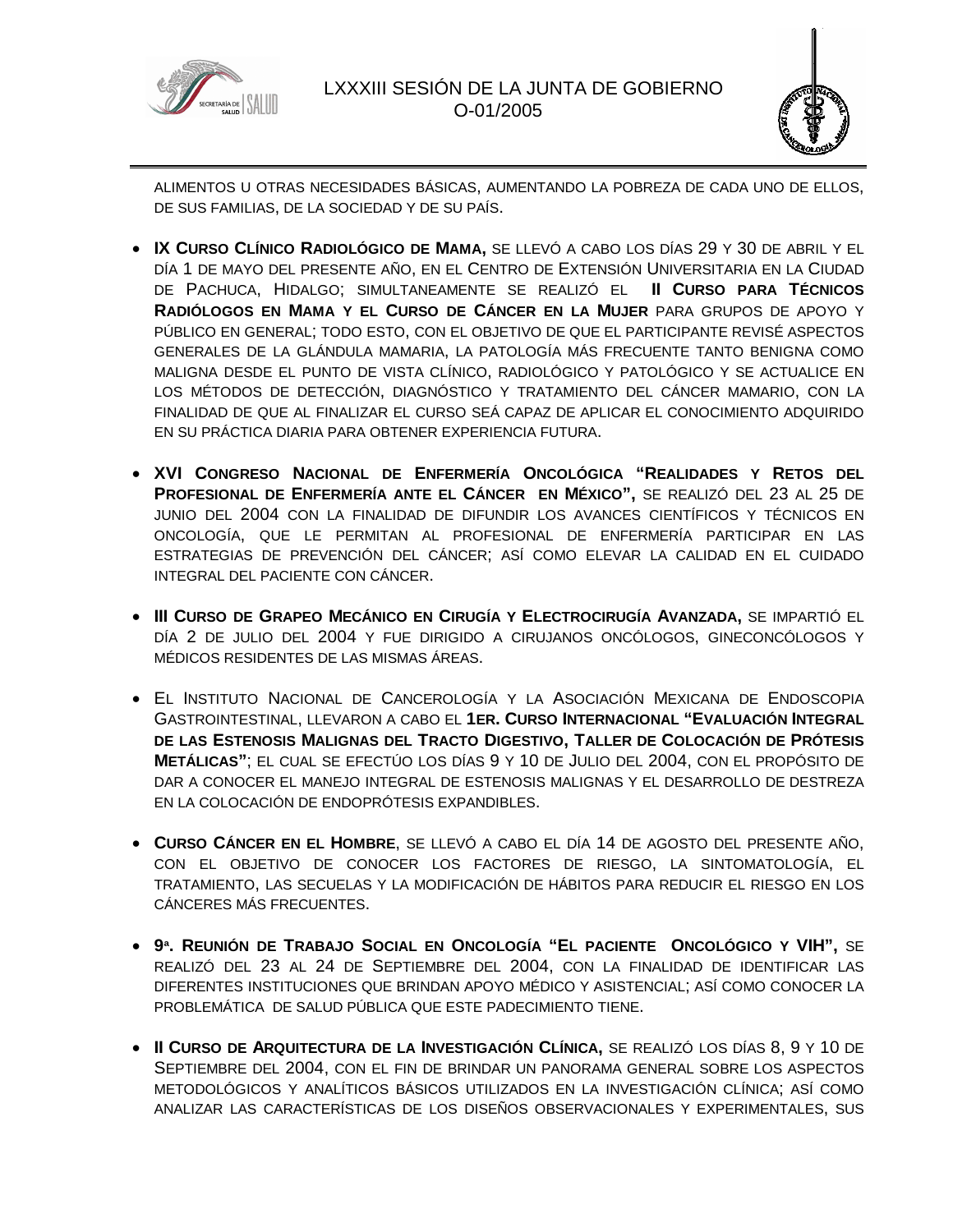alimentos u otras necesidades básicas, aumentando la pobreza de cada uno de ellos, de sus familias, de la sociedad y de su país.

- **IX Curso Clínico Radiológico de Mama,** se llevó a cabo los días 29 y 30 de abril y el día 1 de mayo del presente año, en el Centro de Extensión Universitaria en la Ciudad de Pachuca, Hidalgo; simultaneamente se realizó el **II Curso para Técnicos Radiólogos en Mama y el Curso de Cáncer en la Mujer** para grupos de apoyo y público en general; todo esto, con el objetivo de que el participante revisé aspectos generales de la glándula mamaria, la patología más frecuente tanto benigna como maligna desde el punto de vista clínico, radiológico y patológico y se actualice en los métodos de detección, diagnóstico y tratamiento del cáncer mamario, con la finalidad de que al finalizar el curso seá capaz de aplicar el conocimiento adquirido en su práctica diaria para obtener experiencia futura.

- **XVI Congreso Nacional de Enfermería Oncológica "Realidades y Retos del Profesional de Enfermería ante el Cáncer en México",** se realizó del 23 al 25 de junio del 2004 con la finalidad de difundir los avances científicos y técnicos en oncología, que le permitan al profesional de enfermería participar en las estrategias de prevención del cáncer; así como elevar la calidad en el cuidado integral del paciente con cáncer.

- **III Curso de Grapeo Mecánico en Cirugía y Electrocirugía Avanzada,** se impartió el día 2 de julio del 2004 y fue dirigido a cirujanos oncólogos, gineconcólogos y médicos residentes de las mismas áreas.

- El Instituto Nacional de Cancerología y la Asociación Mexicana de Endoscopia Gastrointestinal, llevaron a cabo el **1er. Curso Internacional "Evaluación Integral de las Estenosis Malignas del Tracto Digestivo, Taller de Colocación de Prótesis Metálicas"**; el cual se efectúo los días 9 y 10 de Julio del 2004, con el propósito de dar a conocer el manejo integral de estenosis malignas y el desarrollo de destreza en la colocación de endoprótesis expandibles.

- **Curso Cáncer en el Hombre**, se llevó a cabo el día 14 de agosto del presente año, con el objetivo de conocer los factores de riesgo, la sintomatología, el tratamiento, las secuelas y la modificación de hábitos para reducir el riesgo en los cánceres más frecuentes.

- **9ª. Reunión de Trabajo Social en Oncología "El paciente Oncológico y VIH",** se realizó del 23 al 24 de Septiembre del 2004, con la finalidad de identificar las diferentes instituciones que brindan apoyo médico y asistencial; así como conocer la problemática de salud pública que este padecimiento tiene.

- **II Curso de Arquitectura de la Investigación Clínica,** se realizó los días 8, 9 y 10 de Septiembre del 2004, con el fin de brindar un panorama general sobre los aspectos metodológicos y analíticos básicos utilizados en la investigación clínica; así como analizar las características de los diseños observacionales y experimentales, sus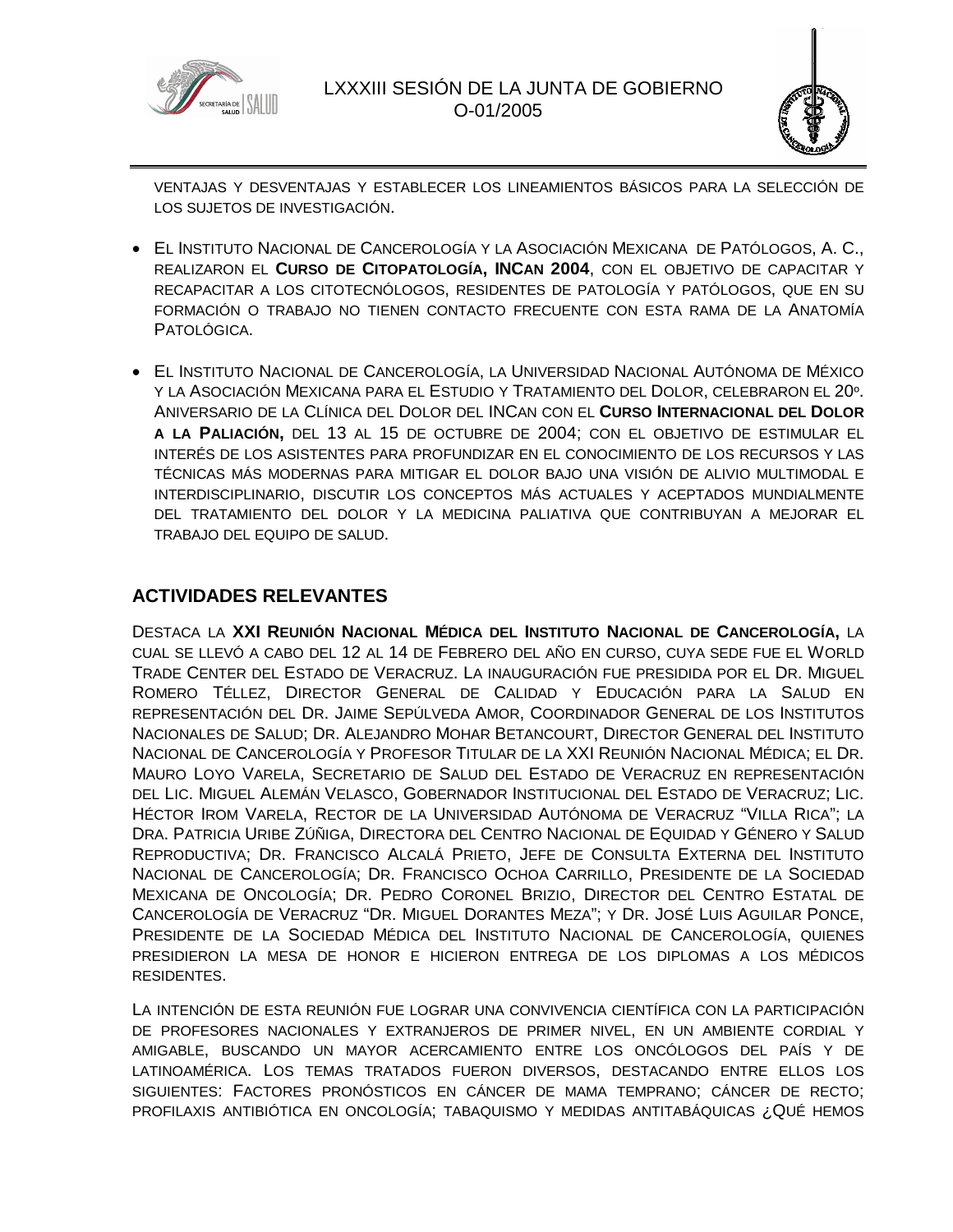VENTAJAS Y DESVENTAJAS Y ESTABLECER LOS LINEAMIENTOS BÁSICOS PARA LA SELECCIÓN DE LOS SUJETOS DE INVESTIGACIÓN.

- EL INSTITUTO NACIONAL DE CANCEROLOGÍA Y LA ASOCIACIÓN MEXICANA DE PATÓLOGOS, A. C., REALIZARON EL **CURSO DE CITOPATOLOGÍA, INCAN 2004**, CON EL OBJETIVO DE CAPACITAR Y RECAPACITAR A LOS CITOTECNÓLOGOS, RESIDENTES DE PATOLOGÍA Y PATÓLOGOS, QUE EN SU FORMACIÓN O TRABAJO NO TIENEN CONTACTO FRECUENTE CON ESTA RAMA DE LA ANATOMÍA PATOLÓGICA.

- EL INSTITUTO NACIONAL DE CANCEROLOGÍA, LA UNIVERSIDAD NACIONAL AUTÓNOMA DE MÉXICO Y LA ASOCIACIÓN MEXICANA PARA EL ESTUDIO Y TRATAMIENTO DEL DOLOR, CELEBRARON EL 20º. ANIVERSARIO DE LA CLÍNICA DEL DOLOR DEL INCAN CON EL **CURSO INTERNACIONAL DEL DOLOR A LA PALIACIÓN,** DEL 13 AL 15 DE OCTUBRE DE 2004; CON EL OBJETIVO DE ESTIMULAR EL INTERÉS DE LOS ASISTENTES PARA PROFUNDIZAR EN EL CONOCIMIENTO DE LOS RECURSOS Y LAS TÉCNICAS MÁS MODERNAS PARA MITIGAR EL DOLOR BAJO UNA VISIÓN DE ALIVIO MULTIMODAL E INTERDISCIPLINARIO, DISCUTIR LOS CONCEPTOS MÁS ACTUALES Y ACEPTADOS MUNDIALMENTE DEL TRATAMIENTO DEL DOLOR Y LA MEDICINA PALIATIVA QUE CONTRIBUYAN A MEJORAR EL TRABAJO DEL EQUIPO DE SALUD.

## ACTIVIDADES RELEVANTES

DESTACA LA **XXI REUNIÓN NACIONAL MÉDICA DEL INSTITUTO NACIONAL DE CANCEROLOGÍA,** LA CUAL SE LLEVÓ A CABO DEL 12 AL 14 DE FEBRERO DEL AÑO EN CURSO, CUYA SEDE FUE EL WORLD TRADE CENTER DEL ESTADO DE VERACRUZ. LA INAUGURACIÓN FUE PRESIDIDA POR EL DR. MIGUEL ROMERO TÉLLEZ, DIRECTOR GENERAL DE CALIDAD Y EDUCACIÓN PARA LA SALUD EN REPRESENTACIÓN DEL DR. JAIME SEPÚLVEDA AMOR, COORDINADOR GENERAL DE LOS INSTITUTOS NACIONALES DE SALUD; DR. ALEJANDRO MOHAR BETANCOURT, DIRECTOR GENERAL DEL INSTITUTO NACIONAL DE CANCEROLOGÍA Y PROFESOR TITULAR DE LA XXI REUNIÓN NACIONAL MÉDICA; EL DR. MAURO LOYO VARELA, SECRETARIO DE SALUD DEL ESTADO DE VERACRUZ EN REPRESENTACIÓN DEL LIC. MIGUEL ALEMÁN VELASCO, GOBERNADOR INSTITUCIONAL DEL ESTADO DE VERACRUZ; LIC. HÉCTOR IROM VARELA, RECTOR DE LA UNIVERSIDAD AUTÓNOMA DE VERACRUZ "VILLA RICA"; LA DRA. PATRICIA URIBE ZÚÑIGA, DIRECTORA DEL CENTRO NACIONAL DE EQUIDAD Y GÉNERO Y SALUD REPRODUCTIVA; DR. FRANCISCO ALCALÁ PRIETO, JEFE DE CONSULTA EXTERNA DEL INSTITUTO NACIONAL DE CANCEROLOGÍA; DR. FRANCISCO OCHOA CARRILLO, PRESIDENTE DE LA SOCIEDAD MEXICANA DE ONCOLOGÍA; DR. PEDRO CORONEL BRIZIO, DIRECTOR DEL CENTRO ESTATAL DE CANCEROLOGÍA DE VERACRUZ "DR. MIGUEL DORANTES MEZA"; Y DR. JOSÉ LUIS AGUILAR PONCE, PRESIDENTE DE LA SOCIEDAD MÉDICA DEL INSTITUTO NACIONAL DE CANCEROLOGÍA, QUIENES PRESIDIERON LA MESA DE HONOR E HICIERON ENTREGA DE LOS DIPLOMAS A LOS MÉDICOS RESIDENTES.

LA INTENCIÓN DE ESTA REUNIÓN FUE LOGRAR UNA CONVIVENCIA CIENTÍFICA CON LA PARTICIPACIÓN DE PROFESORES NACIONALES Y EXTRANJEROS DE PRIMER NIVEL, EN UN AMBIENTE CORDIAL Y AMIGABLE, BUSCANDO UN MAYOR ACERCAMIENTO ENTRE LOS ONCÓLOGOS DEL PAÍS Y DE LATINOAMÉRICA. LOS TEMAS TRATADOS FUERON DIVERSOS, DESTACANDO ENTRE ELLOS LOS SIGUIENTES: FACTORES PRONÓSTICOS EN CÁNCER DE MAMA TEMPRANO; CÁNCER DE RECTO; PROFILAXIS ANTIBIÓTICA EN ONCOLOGÍA; TABAQUISMO Y MEDIDAS ANTITABÁQUICAS ¿QUÉ HEMOS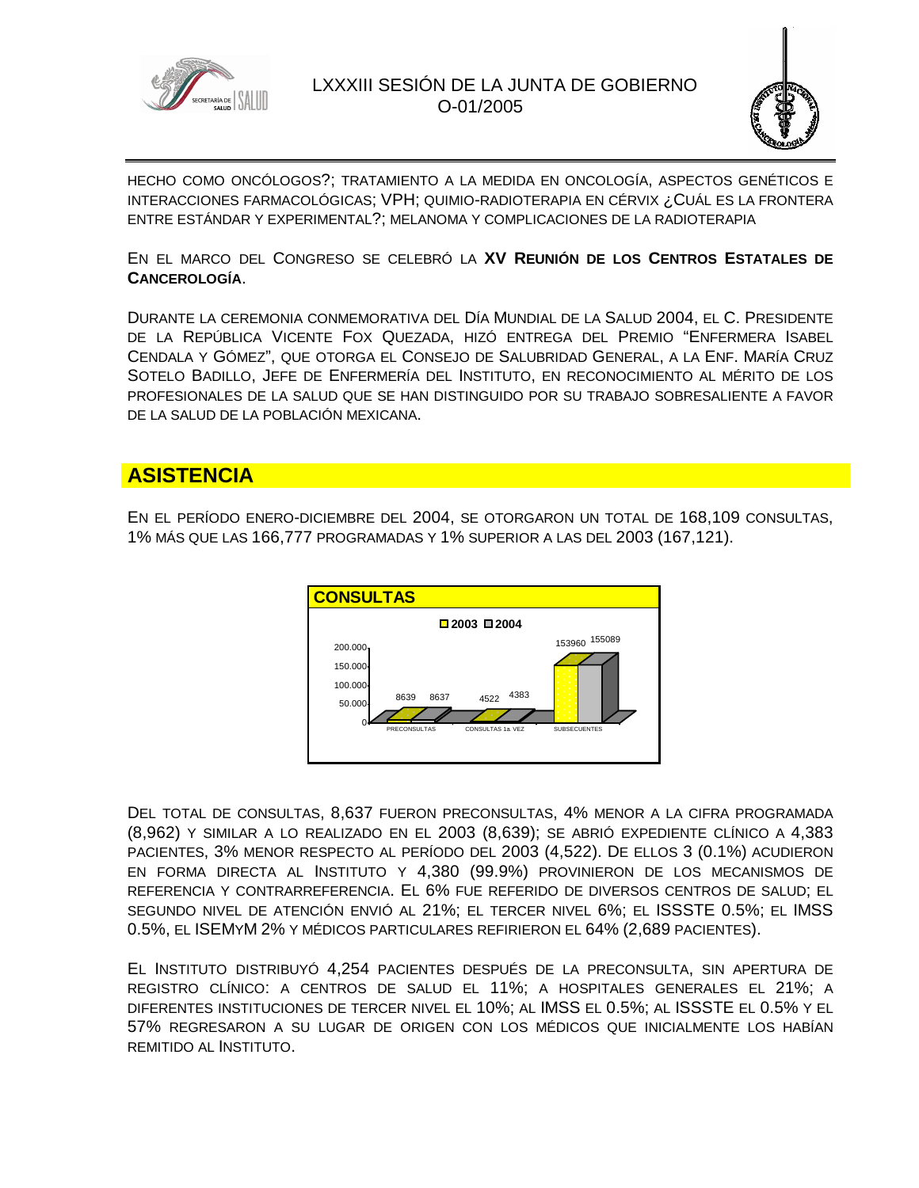HECHO COMO ONCÓLOGOS?; TRATAMIENTO A LA MEDIDA EN ONCOLOGÍA, ASPECTOS GENÉTICOS E INTERACCIONES FARMACOLÓGICAS; VPH; QUIMIO-RADIOTERAPIA EN CÉRVIX ¿CUÁL ES LA FRONTERA ENTRE ESTÁNDAR Y EXPERIMENTAL?; MELANOMA Y COMPLICACIONES DE LA RADIOTERAPIA

EN EL MARCO DEL CONGRESO SE CELEBRÓ LA **XV REUNIÓN DE LOS CENTROS ESTATALES DE CANCEROLOGÍA**.

DURANTE LA CEREMONIA CONMEMORATIVA DEL DÍA MUNDIAL DE LA SALUD 2004, EL C. PRESIDENTE DE LA REPÚBLICA VICENTE FOX QUEZADA, HIZÓ ENTREGA DEL PREMIO "ENFERMERA ISABEL CENDALA Y GÓMEZ", QUE OTORGA EL CONSEJO DE SALUBRIDAD GENERAL, A LA ENF. MARÍA CRUZ SOTELO BADILLO, JEFE DE ENFERMERÍA DEL INSTITUTO, EN RECONOCIMIENTO AL MÉRITO DE LOS PROFESIONALES DE LA SALUD QUE SE HAN DISTINGUIDO POR SU TRABAJO SOBRESALIENTE A FAVOR DE LA SALUD DE LA POBLACIÓN MEXICANA.

## ASISTENCIA

EN EL PERÍODO ENERO-DICIEMBRE DEL 2004, SE OTORGARON UN TOTAL DE 168,109 CONSULTAS, 1% MÁS QUE LAS 166,777 PROGRAMADAS Y 1% SUPERIOR A LAS DEL 2003 (167,121).

**CONSULTAS**

| | 2003 | 2004 |
|---|---|---|
| PRECONSULTAS | 8639 | 8637 |
| CONSULTAS 1a. VEZ | 4522 | 4383 |
| SUBSECUENTES | 153960 | 155089 |

DEL TOTAL DE CONSULTAS, 8,637 FUERON PRECONSULTAS, 4% MENOR A LA CIFRA PROGRAMADA (8,962) Y SIMILAR A LO REALIZADO EN EL 2003 (8,639); SE ABRIÓ EXPEDIENTE CLÍNICO A 4,383 PACIENTES, 3% MENOR RESPECTO AL PERÍODO DEL 2003 (4,522). DE ELLOS 3 (0.1%) ACUDIERON EN FORMA DIRECTA AL INSTITUTO Y 4,380 (99.9%) PROVINIERON DE LOS MECANISMOS DE REFERENCIA Y CONTRARREFERENCIA. EL 6% FUE REFERIDO DE DIVERSOS CENTROS DE SALUD; EL SEGUNDO NIVEL DE ATENCIÓN ENVIÓ AL 21%; EL TERCER NIVEL 6%; EL ISSSTE 0.5%; EL IMSS 0.5%, EL ISEMYM 2% Y MÉDICOS PARTICULARES REFIRIERON EL 64% (2,689 PACIENTES).

EL INSTITUTO DISTRIBUYÓ 4,254 PACIENTES DESPUÉS DE LA PRECONSULTA, SIN APERTURA DE REGISTRO CLÍNICO: A CENTROS DE SALUD EL 11%; A HOSPITALES GENERALES EL 21%; A DIFERENTES INSTITUCIONES DE TERCER NIVEL EL 10%; AL IMSS EL 0.5%; AL ISSSTE EL 0.5% Y EL 57% REGRESARON A SU LUGAR DE ORIGEN CON LOS MÉDICOS QUE INICIALMENTE LOS HABÍAN REMITIDO AL INSTITUTO.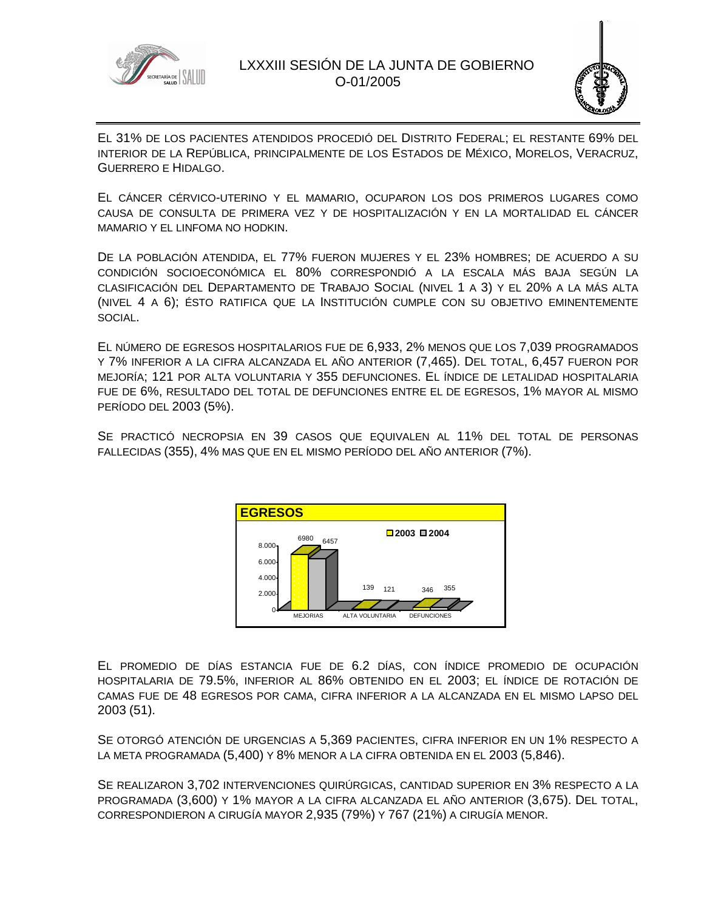EL 31% DE LOS PACIENTES ATENDIDOS PROCEDIÓ DEL DISTRITO FEDERAL; EL RESTANTE 69% DEL INTERIOR DE LA REPÚBLICA, PRINCIPALMENTE DE LOS ESTADOS DE MÉXICO, MORELOS, VERACRUZ, GUERRERO E HIDALGO.

EL CÁNCER CÉRVICO-UTERINO Y EL MAMARIO, OCUPARON LOS DOS PRIMEROS LUGARES COMO CAUSA DE CONSULTA DE PRIMERA VEZ Y DE HOSPITALIZACIÓN Y EN LA MORTALIDAD EL CÁNCER MAMARIO Y EL LINFOMA NO HODKIN.

DE LA POBLACIÓN ATENDIDA, EL 77% FUERON MUJERES Y EL 23% HOMBRES; DE ACUERDO A SU CONDICIÓN SOCIOECONÓMICA EL 80% CORRESPONDIÓ A LA ESCALA MÁS BAJA SEGÚN LA CLASIFICACIÓN DEL DEPARTAMENTO DE TRABAJO SOCIAL (NIVEL 1 A 3) Y EL 20% A LA MÁS ALTA (NIVEL 4 A 6); ÉSTO RATIFICA QUE LA INSTITUCIÓN CUMPLE CON SU OBJETIVO EMINENTEMENTE SOCIAL.

EL NÚMERO DE EGRESOS HOSPITALARIOS FUE DE 6,933, 2% MENOS QUE LOS 7,039 PROGRAMADOS Y 7% INFERIOR A LA CIFRA ALCANZADA EL AÑO ANTERIOR (7,465). DEL TOTAL, 6,457 FUERON POR MEJORÍA; 121 POR ALTA VOLUNTARIA Y 355 DEFUNCIONES. EL ÍNDICE DE LETALIDAD HOSPITALARIA FUE DE 6%, RESULTADO DEL TOTAL DE DEFUNCIONES ENTRE EL DE EGRESOS, 1% MAYOR AL MISMO PERÍODO DEL 2003 (5%).

SE PRACTICÓ NECROPSIA EN 39 CASOS QUE EQUIVALEN AL 11% DEL TOTAL DE PERSONAS FALLECIDAS (355), 4% MAS QUE EN EL MISMO PERÍODO DEL AÑO ANTERIOR (7%).

**EGRESOS**

| | 2003 | 2004 |
|---|---|---|
| MEJORIAS | 6980 | 6457 |
| ALTA VOLUNTARIA | 139 | 121 |
| DEFUNCIONES | 346 | 355 |

EL PROMEDIO DE DÍAS ESTANCIA FUE DE 6.2 DÍAS, CON ÍNDICE PROMEDIO DE OCUPACIÓN HOSPITALARIA DE 79.5%, INFERIOR AL 86% OBTENIDO EN EL 2003; EL ÍNDICE DE ROTACIÓN DE CAMAS FUE DE 48 EGRESOS POR CAMA, CIFRA INFERIOR A LA ALCANZADA EN EL MISMO LAPSO DEL 2003 (51).

SE OTORGÓ ATENCIÓN DE URGENCIAS A 5,369 PACIENTES, CIFRA INFERIOR EN UN 1% RESPECTO A LA META PROGRAMADA (5,400) Y 8% MENOR A LA CIFRA OBTENIDA EN EL 2003 (5,846).

SE REALIZARON 3,702 INTERVENCIONES QUIRÚRGICAS, CANTIDAD SUPERIOR EN 3% RESPECTO A LA PROGRAMADA (3,600) Y 1% MAYOR A LA CIFRA ALCANZADA EL AÑO ANTERIOR (3,675). DEL TOTAL, CORRESPONDIERON A CIRUGÍA MAYOR 2,935 (79%) Y 767 (21%) A CIRUGÍA MENOR.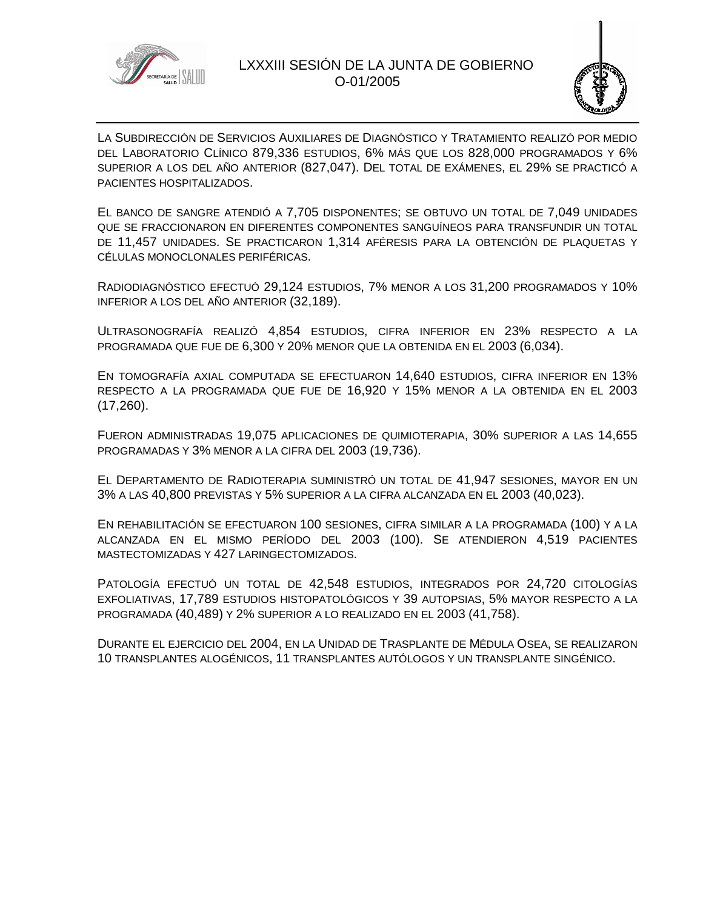LA SUBDIRECCIÓN DE SERVICIOS AUXILIARES DE DIAGNÓSTICO Y TRATAMIENTO REALIZÓ POR MEDIO DEL LABORATORIO CLÍNICO 879,336 ESTUDIOS, 6% MÁS QUE LOS 828,000 PROGRAMADOS Y 6% SUPERIOR A LOS DEL AÑO ANTERIOR (827,047). DEL TOTAL DE EXÁMENES, EL 29% SE PRACTICÓ A PACIENTES HOSPITALIZADOS.

EL BANCO DE SANGRE ATENDIÓ A 7,705 DISPONENTES; SE OBTUVO UN TOTAL DE 7,049 UNIDADES QUE SE FRACCIONARON EN DIFERENTES COMPONENTES SANGUÍNEOS PARA TRANSFUNDIR UN TOTAL DE 11,457 UNIDADES. SE PRACTICARON 1,314 AFÉRESIS PARA LA OBTENCIÓN DE PLAQUETAS Y CÉLULAS MONOCLONALES PERIFÉRICAS.

RADIODIAGNÓSTICO EFECTUÓ 29,124 ESTUDIOS, 7% MENOR A LOS 31,200 PROGRAMADOS Y 10% INFERIOR A LOS DEL AÑO ANTERIOR (32,189).

ULTRASONOGRAFÍA REALIZÓ 4,854 ESTUDIOS, CIFRA INFERIOR EN 23% RESPECTO A LA PROGRAMADA QUE FUE DE 6,300 Y 20% MENOR QUE LA OBTENIDA EN EL 2003 (6,034).

EN TOMOGRAFÍA AXIAL COMPUTADA SE EFECTUARON 14,640 ESTUDIOS, CIFRA INFERIOR EN 13% RESPECTO A LA PROGRAMADA QUE FUE DE 16,920 Y 15% MENOR A LA OBTENIDA EN EL 2003 (17,260).

FUERON ADMINISTRADAS 19,075 APLICACIONES DE QUIMIOTERAPIA, 30% SUPERIOR A LAS 14,655 PROGRAMADAS Y 3% MENOR A LA CIFRA DEL 2003 (19,736).

EL DEPARTAMENTO DE RADIOTERAPIA SUMINISTRÓ UN TOTAL DE 41,947 SESIONES, MAYOR EN UN 3% A LAS 40,800 PREVISTAS Y 5% SUPERIOR A LA CIFRA ALCANZADA EN EL 2003 (40,023).

EN REHABILITACIÓN SE EFECTUARON 100 SESIONES, CIFRA SIMILAR A LA PROGRAMADA (100) Y A LA ALCANZADA EN EL MISMO PERÍODO DEL 2003 (100). SE ATENDIERON 4,519 PACIENTES MASTECTOMIZADAS Y 427 LARINGECTOMIZADOS.

PATOLOGÍA EFECTUÓ UN TOTAL DE 42,548 ESTUDIOS, INTEGRADOS POR 24,720 CITOLOGÍAS EXFOLIATIVAS, 17,789 ESTUDIOS HISTOPATOLÓGICOS Y 39 AUTOPSIAS, 5% MAYOR RESPECTO A LA PROGRAMADA (40,489) Y 2% SUPERIOR A LO REALIZADO EN EL 2003 (41,758).

DURANTE EL EJERCICIO DEL 2004, EN LA UNIDAD DE TRASPLANTE DE MÉDULA OSEA, SE REALIZARON 10 TRANSPLANTES ALOGÉNICOS, 11 TRANSPLANTES AUTÓLOGOS Y UN TRANSPLANTE SINGÉNICO.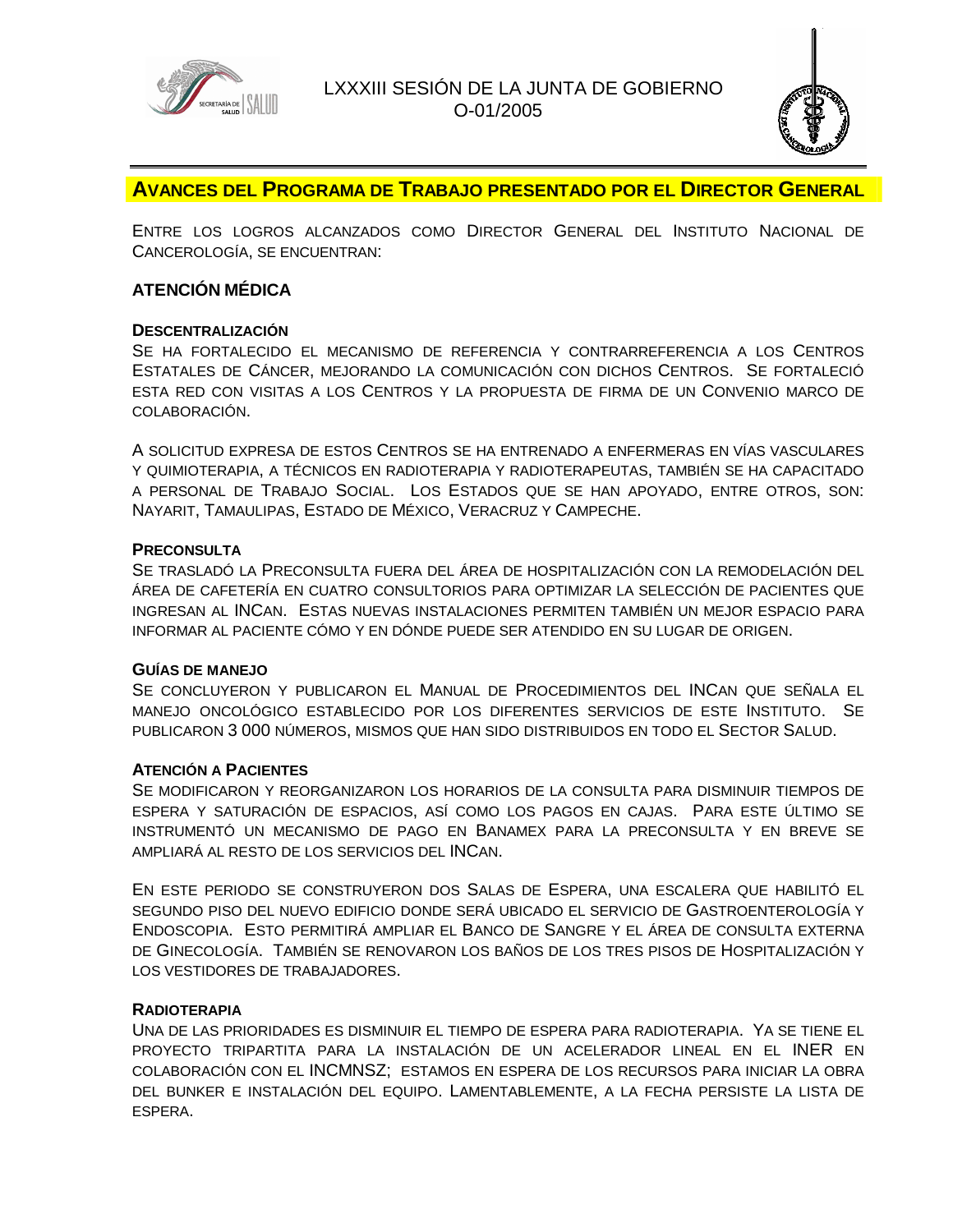## Avances del Programa de Trabajo presentado por el Director General

Entre los logros alcanzados como Director General del Instituto Nacional de Cancerología, se encuentran:

### ATENCIÓN MÉDICA

#### Descentralización

Se ha fortalecido el mecanismo de referencia y contrarreferencia a los Centros Estatales de Cáncer, mejorando la comunicación con dichos Centros. Se fortaleció esta red con visitas a los Centros y la propuesta de firma de un Convenio marco de colaboración.

A solicitud expresa de estos Centros se ha entrenado a enfermeras en vías vasculares y quimioterapia, a técnicos en radioterapia y radioterapeutas, también se ha capacitado a personal de Trabajo Social. Los Estados que se han apoyado, entre otros, son: Nayarit, Tamaulipas, Estado de México, Veracruz y Campeche.

#### Preconsulta

Se trasladó la Preconsulta fuera del área de hospitalización con la remodelación del área de cafetería en cuatro consultorios para optimizar la selección de pacientes que ingresan al INCan. Estas nuevas instalaciones permiten también un mejor espacio para informar al paciente cómo y en dónde puede ser atendido en su lugar de origen.

#### Guías de Manejo

Se concluyeron y publicaron el Manual de Procedimientos del INCan que señala el manejo oncológico establecido por los diferentes servicios de este Instituto. Se publicaron 3 000 números, mismos que han sido distribuidos en todo el Sector Salud.

#### Atención a Pacientes

Se modificaron y reorganizaron los horarios de la consulta para disminuir tiempos de espera y saturación de espacios, así como los pagos en cajas. Para este último se instrumentó un mecanismo de pago en Banamex para la preconsulta y en breve se ampliará al resto de los servicios del INCan.

En este periodo se construyeron dos Salas de Espera, una escalera que habilitó el segundo piso del nuevo edificio donde será ubicado el servicio de Gastroenterología y Endoscopia. Esto permitirá ampliar el Banco de Sangre y el área de consulta externa de Ginecología. También se renovaron los baños de los tres pisos de Hospitalización y los vestidores de trabajadores.

#### Radioterapia

Una de las prioridades es disminuir el tiempo de espera para radioterapia. Ya se tiene el proyecto tripartita para la instalación de un acelerador lineal en el INER en colaboración con el INCMNSZ; estamos en espera de los recursos para iniciar la obra del bunker e instalación del equipo. Lamentablemente, a la fecha persiste la lista de espera.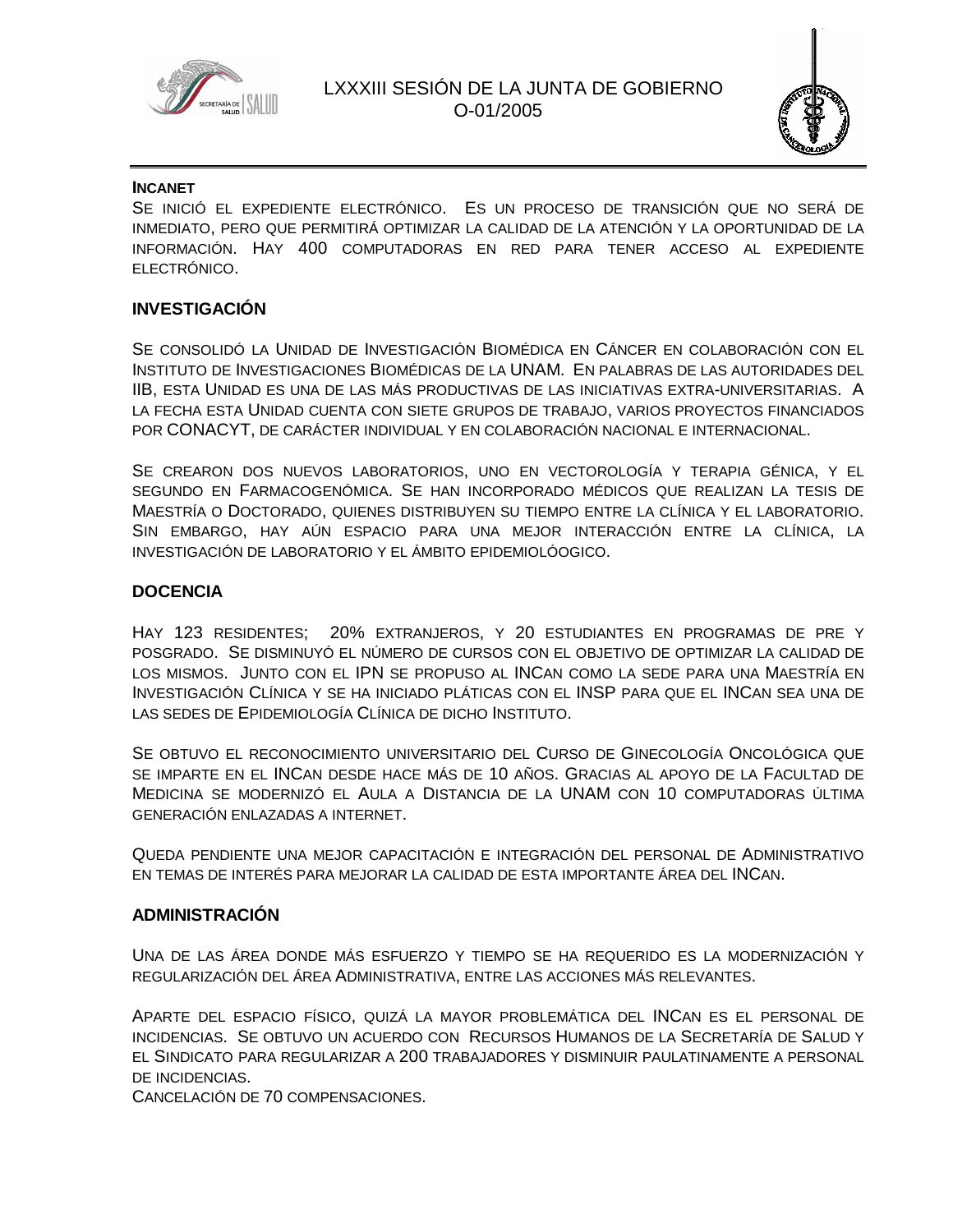**INCANET**

Se inició el expediente electrónico. Es un proceso de transición que no será de inmediato, pero que permitirá optimizar la calidad de la atención y la oportunidad de la información. Hay 400 computadoras en red para tener acceso al expediente electrónico.

## INVESTIGACIÓN

Se consolidó la Unidad de Investigación Biomédica en Cáncer en colaboración con el Instituto de Investigaciones Biomédicas de la UNAM. En palabras de las autoridades del IIB, esta Unidad es una de las más productivas de las iniciativas extra-universitarias. A la fecha esta Unidad cuenta con siete grupos de trabajo, varios proyectos financiados por CONACYT, de carácter individual y en colaboración nacional e internacional.

Se crearon dos nuevos laboratorios, uno en vectorología y terapia génica, y el segundo en Farmacogenómica. Se han incorporado médicos que realizan la tesis de Maestría o Doctorado, quienes distribuyen su tiempo entre la clínica y el laboratorio. Sin embargo, hay aún espacio para una mejor interacción entre la clínica, la investigación de laboratorio y el ámbito epidemiolóogico.

## DOCENCIA

Hay 123 residentes; 20% extranjeros, y 20 estudiantes en programas de pre y posgrado. Se disminuyó el número de cursos con el objetivo de optimizar la calidad de los mismos. Junto con el IPN se propuso al INCan como la sede para una Maestría en Investigación Clínica y se ha iniciado pláticas con el INSP para que el INCan sea una de las sedes de Epidemiología Clínica de dicho Instituto.

Se obtuvo el reconocimiento universitario del Curso de Ginecología Oncológica que se imparte en el INCan desde hace más de 10 años. Gracias al apoyo de la Facultad de Medicina se modernizó el Aula a Distancia de la UNAM con 10 computadoras última generación enlazadas a internet.

Queda pendiente una mejor capacitación e integración del personal de Administrativo en temas de interés para mejorar la calidad de esta importante área del INCan.

## ADMINISTRACIÓN

Una de las área donde más esfuerzo y tiempo se ha requerido es la modernización y regularización del área Administrativa, entre las acciones más relevantes.

Aparte del espacio físico, quizá la mayor problemática del INCan es el personal de incidencias. Se obtuvo un acuerdo con Recursos Humanos de la Secretaría de Salud y el Sindicato para regularizar a 200 trabajadores y disminuir paulatinamente a personal de incidencias.

Cancelación de 70 compensaciones.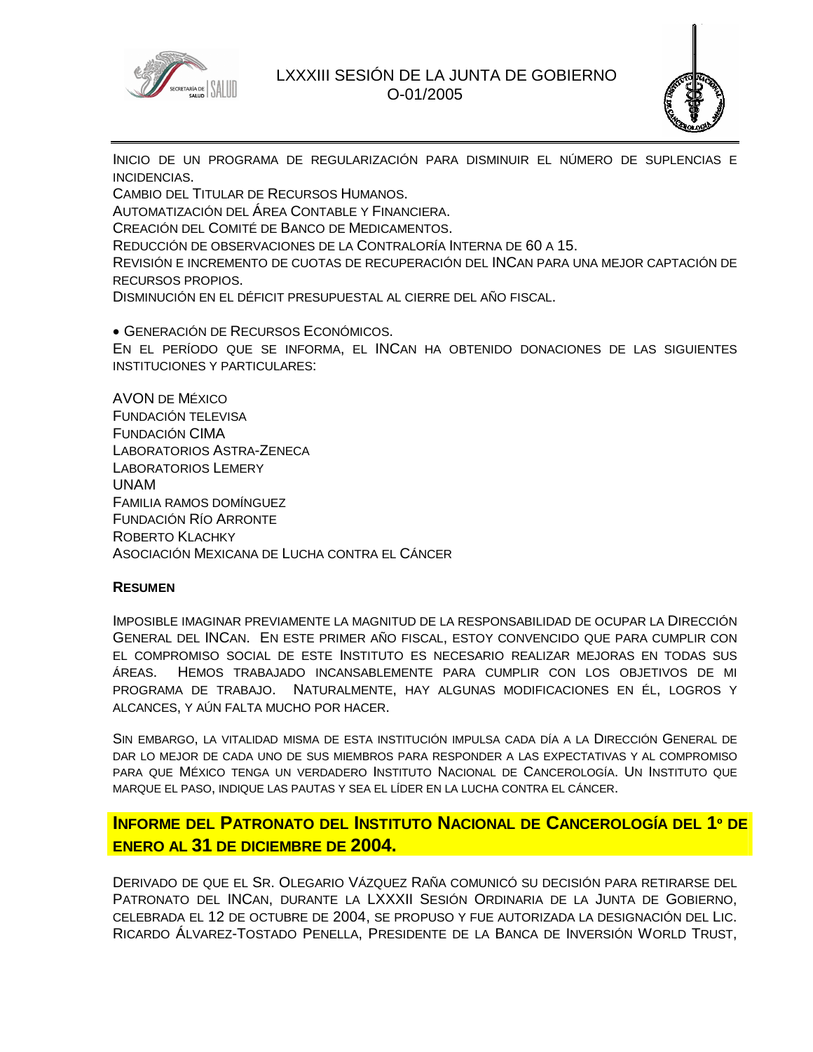Inicio de un programa de regularización para disminuir el número de suplencias e incidencias.

Cambio del Titular de Recursos Humanos.

Automatización del Área Contable y Financiera.

Creación del Comité de Banco de Medicamentos.

Reducción de observaciones de la Contraloría Interna de 60 a 15.

Revisión e incremento de cuotas de recuperación del INCan para una mejor captación de recursos propios.

Disminución en el déficit presupuestal al cierre del año fiscal.

- Generación de Recursos Económicos.

En el período que se informa, el INCan ha obtenido donaciones de las siguientes instituciones y particulares:

AVON de México
Fundación Televisa
Fundación CIMA
Laboratorios Astra-Zeneca
Laboratorios Lemery
UNAM
Familia Ramos Domínguez
Fundación Río Arronte
Roberto Klachky
Asociación Mexicana de Lucha contra el Cáncer

**Resumen**

Imposible imaginar previamente la magnitud de la responsabilidad de ocupar la Dirección General del INCan. En este primer año fiscal, estoy convencido que para cumplir con el compromiso social de este Instituto es necesario realizar mejoras en todas sus áreas. Hemos trabajado incansablemente para cumplir con los objetivos de mi programa de trabajo. Naturalmente, hay algunas modificaciones en él, logros y alcances, y aún falta mucho por hacer.

Sin embargo, la vitalidad misma de esta institución impulsa cada día a la Dirección General de dar lo mejor de cada uno de sus miembros para responder a las expectativas y al compromiso para que México tenga un verdadero Instituto Nacional de Cancerología. Un Instituto que marque el paso, indique las pautas y sea el líder en la lucha contra el cáncer.

## Informe del Patronato del Instituto Nacional de Cancerología del 1º de enero al 31 de diciembre de 2004.

Derivado de que el Sr. Olegario Vázquez Raña comunicó su decisión para retirarse del Patronato del INCan, durante la LXXXII Sesión Ordinaria de la Junta de Gobierno, celebrada el 12 de octubre de 2004, se propuso y fue autorizada la designación del Lic. Ricardo Álvarez-Tostado Penella, Presidente de la Banca de Inversión World Trust,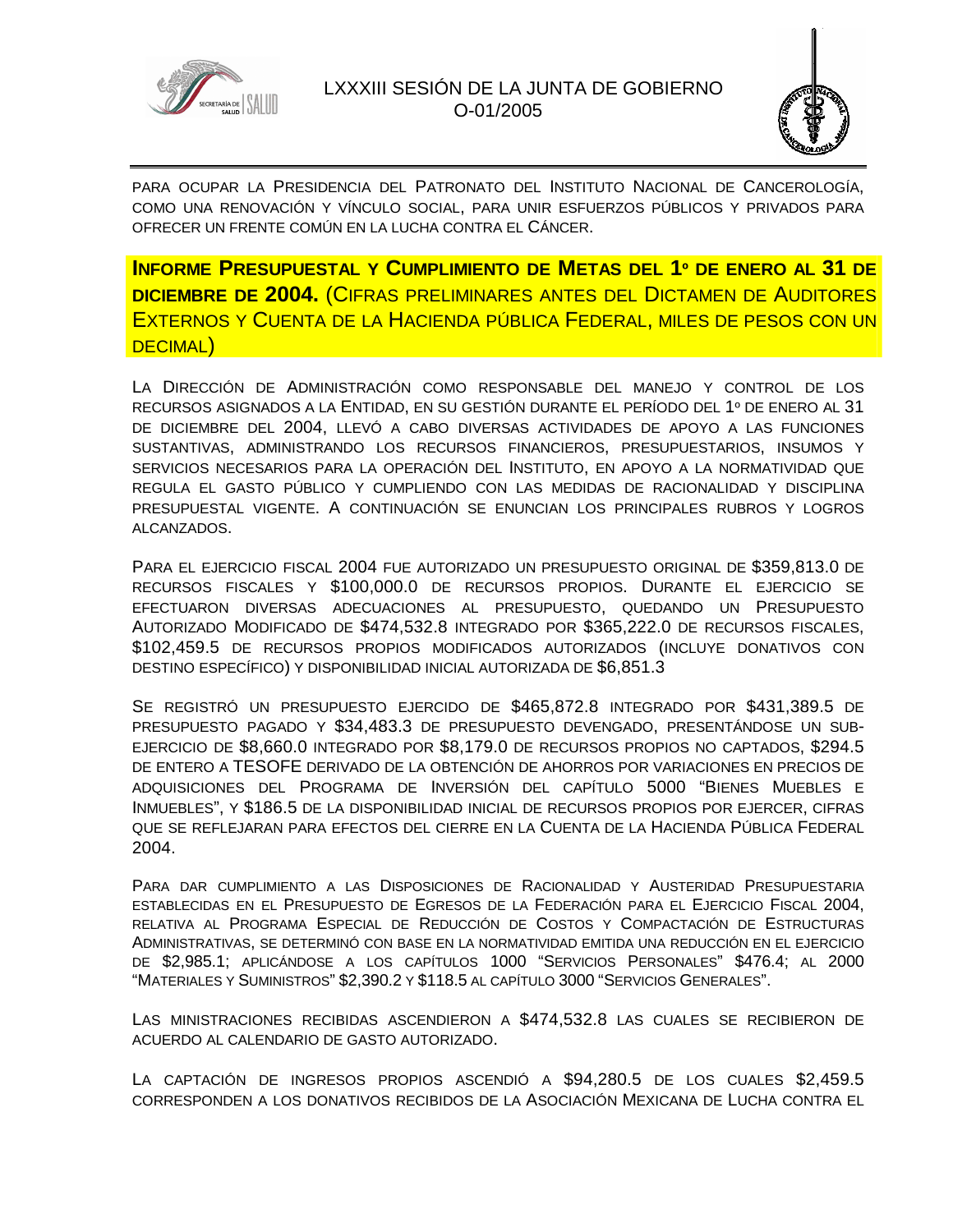para ocupar la Presidencia del Patronato del Instituto Nacional de Cancerología, como una renovación y vínculo social, para unir esfuerzos públicos y privados para ofrecer un frente común en la lucha contra el Cáncer.

## **Informe Presupuestal y Cumplimiento de Metas del 1º de enero al 31 de diciembre de 2004.** (Cifras preliminares antes del Dictamen de Auditores Externos y Cuenta de la Hacienda pública Federal, miles de pesos con un decimal)

La Dirección de Administración como responsable del manejo y control de los recursos asignados a la Entidad, en su gestión durante el período del 1º de enero al 31 de diciembre del 2004, llevó a cabo diversas actividades de apoyo a las funciones sustantivas, administrando los recursos financieros, presupuestarios, insumos y servicios necesarios para la operación del Instituto, en apoyo a la normatividad que regula el gasto público y cumpliendo con las medidas de racionalidad y disciplina presupuestal vigente. A continuación se enuncian los principales rubros y logros alcanzados.

Para el ejercicio fiscal 2004 fue autorizado un presupuesto original de $359,813.0 de recursos fiscales y $100,000.0 de recursos propios. Durante el ejercicio se efectuaron diversas adecuaciones al presupuesto, quedando un Presupuesto Autorizado Modificado de $474,532.8 integrado por $365,222.0 de recursos fiscales, $102,459.5 de recursos propios modificados autorizados (incluye donativos con destino específico) y disponibilidad inicial autorizada de $6,851.3

Se registró un presupuesto ejercido de $465,872.8 integrado por $431,389.5 de presupuesto pagado y $34,483.3 de presupuesto devengado, presentándose un sub-ejercicio de $8,660.0 integrado por $8,179.0 de recursos propios no captados, $294.5 de entero a TESOFE derivado de la obtención de ahorros por variaciones en precios de adquisiciones del Programa de Inversión del capítulo 5000 "Bienes Muebles e Inmuebles", y $186.5 de la disponibilidad inicial de recursos propios por ejercer, cifras que se reflejaran para efectos del cierre en la Cuenta de la Hacienda Pública Federal 2004.

Para dar cumplimiento a las Disposiciones de Racionalidad y Austeridad Presupuestaria establecidas en el Presupuesto de Egresos de la Federación para el Ejercicio Fiscal 2004, relativa al Programa Especial de Reducción de Costos y Compactación de Estructuras Administrativas, se determinó con base en la normatividad emitida una reducción en el ejercicio de $2,985.1; aplicándose a los capítulos 1000 "Servicios Personales" $476.4; al 2000 "Materiales y Suministros" $2,390.2 y $118.5 al capítulo 3000 "Servicios Generales".

Las ministraciones recibidas ascendieron a $474,532.8 las cuales se recibieron de acuerdo al calendario de gasto autorizado.

La captación de ingresos propios ascendió a $94,280.5 de los cuales $2,459.5 corresponden a los donativos recibidos de la Asociación Mexicana de Lucha contra el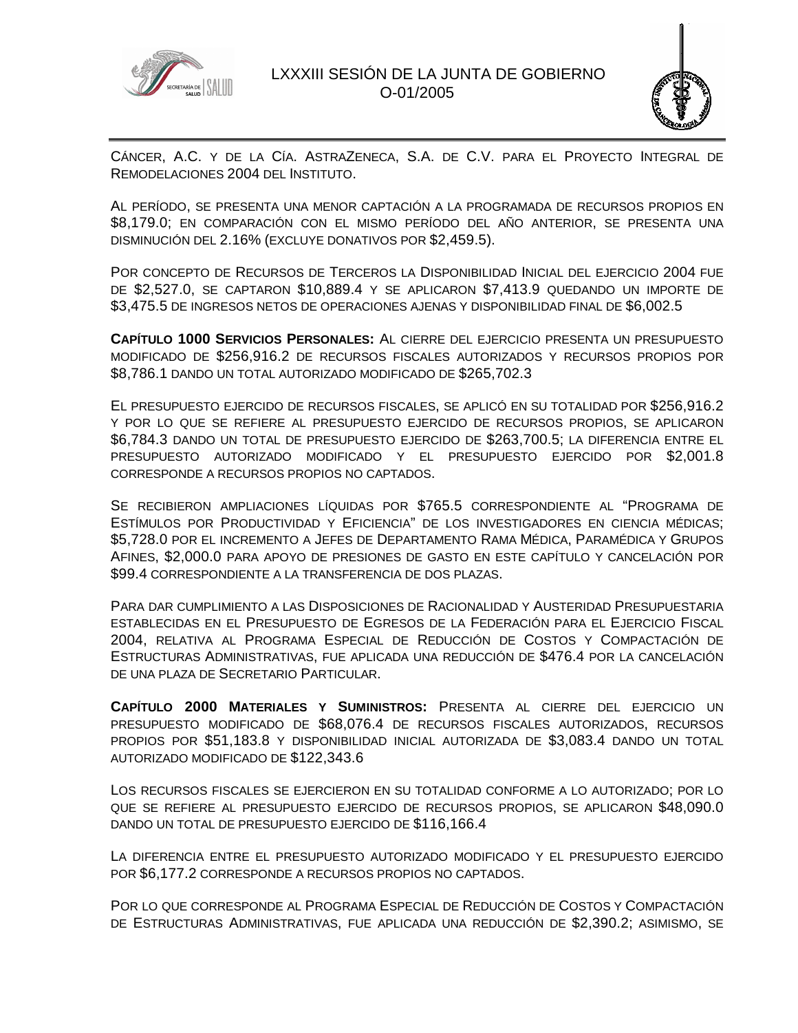Cáncer, A.C. y de la Cía. AstraZeneca, S.A. de C.V. para el Proyecto Integral de Remodelaciones 2004 del Instituto.

Al período, se presenta una menor captación a la programada de recursos propios en $8,179.0; en comparación con el mismo período del año anterior, se presenta una disminución del 2.16% (excluye donativos por $2,459.5).

Por concepto de Recursos de Terceros la Disponibilidad Inicial del ejercicio 2004 fue de $2,527.0, se captaron $10,889.4 y se aplicaron $7,413.9 quedando un importe de $3,475.5 de ingresos netos de operaciones ajenas y disponibilidad final de $6,002.5

**Capítulo 1000 Servicios Personales:** Al cierre del ejercicio presenta un presupuesto modificado de $256,916.2 de recursos fiscales autorizados y recursos propios por $8,786.1 dando un total autorizado modificado de $265,702.3

El presupuesto ejercido de recursos fiscales, se aplicó en su totalidad por $256,916.2 y por lo que se refiere al presupuesto ejercido de recursos propios, se aplicaron $6,784.3 dando un total de presupuesto ejercido de $263,700.5; la diferencia entre el presupuesto autorizado modificado y el presupuesto ejercido por $2,001.8 corresponde a recursos propios no captados.

Se recibieron ampliaciones líquidas por $765.5 correspondiente al "Programa de Estímulos por Productividad y Eficiencia" de los investigadores en ciencia médicas; $5,728.0 por el incremento a Jefes de Departamento Rama Médica, Paramédica y Grupos Afines, $2,000.0 para apoyo de presiones de gasto en este capítulo y cancelación por $99.4 correspondiente a la transferencia de dos plazas.

Para dar cumplimiento a las Disposiciones de Racionalidad y Austeridad Presupuestaria establecidas en el Presupuesto de Egresos de la Federación para el Ejercicio Fiscal 2004, relativa al Programa Especial de Reducción de Costos y Compactación de Estructuras Administrativas, fue aplicada una reducción de $476.4 por la cancelación de una plaza de Secretario Particular.

**Capítulo 2000 Materiales y Suministros:** Presenta al cierre del ejercicio un presupuesto modificado de $68,076.4 de recursos fiscales autorizados, recursos propios por $51,183.8 y disponibilidad inicial autorizada de $3,083.4 dando un total autorizado modificado de $122,343.6

Los recursos fiscales se ejercieron en su totalidad conforme a lo autorizado; por lo que se refiere al presupuesto ejercido de recursos propios, se aplicaron $48,090.0 dando un total de presupuesto ejercido de $116,166.4

La diferencia entre el presupuesto autorizado modificado y el presupuesto ejercido por $6,177.2 corresponde a recursos propios no captados.

Por lo que corresponde al Programa Especial de Reducción de Costos y Compactación de Estructuras Administrativas, fue aplicada una reducción de $2,390.2; asimismo, se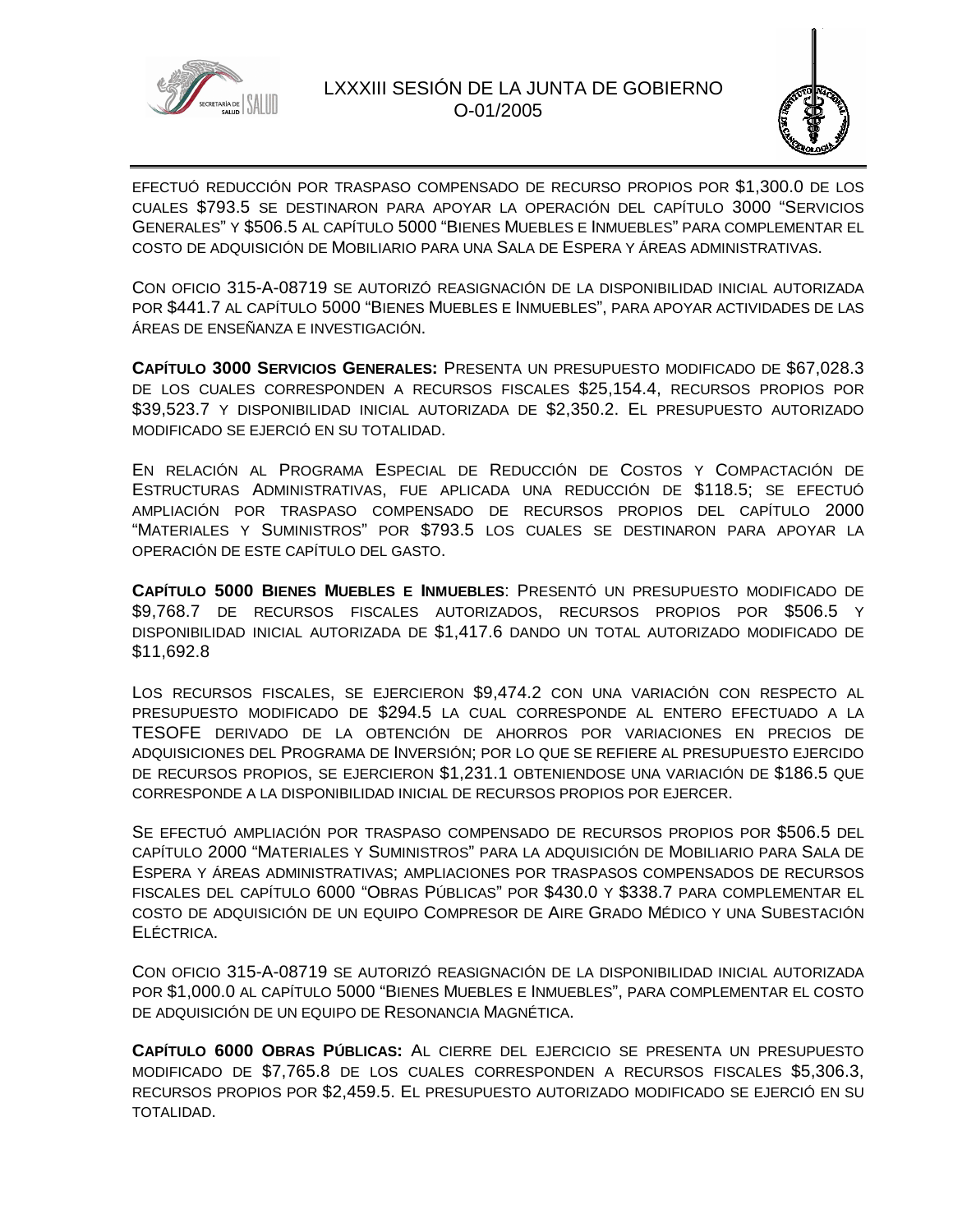efectuó reducción por traspaso compensado de recurso propios por $1,300.0 de los cuales $793.5 se destinaron para apoyar la operación del capítulo 3000 "Servicios Generales" y $506.5 al capítulo 5000 "Bienes Muebles e Inmuebles" para complementar el costo de adquisición de Mobiliario para una Sala de Espera y áreas administrativas.

Con oficio 315-A-08719 se autorizó reasignación de la disponibilidad inicial autorizada por $441.7 al capítulo 5000 "Bienes Muebles e Inmuebles", para apoyar actividades de las áreas de enseñanza e investigación.

**Capítulo 3000 Servicios Generales:** Presenta un presupuesto modificado de $67,028.3 de los cuales corresponden a recursos fiscales $25,154.4, recursos propios por $39,523.7 y disponibilidad inicial autorizada de $2,350.2. El presupuesto autorizado modificado se ejerció en su totalidad.

En relación al Programa Especial de Reducción de Costos y Compactación de Estructuras Administrativas, fue aplicada una reducción de $118.5; se efectuó ampliación por traspaso compensado de recursos propios del capítulo 2000 "Materiales y Suministros" por $793.5 los cuales se destinaron para apoyar la operación de este capítulo del gasto.

**Capítulo 5000 Bienes Muebles e Inmuebles**: Presentó un presupuesto modificado de $9,768.7 de recursos fiscales autorizados, recursos propios por $506.5 y disponibilidad inicial autorizada de $1,417.6 dando un total autorizado modificado de $11,692.8

Los recursos fiscales, se ejercieron $9,474.2 con una variación con respecto al presupuesto modificado de $294.5 la cual corresponde al entero efectuado a la TESOFE derivado de la obtención de ahorros por variaciones en precios de adquisiciones del Programa de Inversión; por lo que se refiere al presupuesto ejercido de recursos propios, se ejercieron $1,231.1 obteniendose una variación de $186.5 que corresponde a la disponibilidad inicial de recursos propios por ejercer.

Se efectuó ampliación por traspaso compensado de recursos propios por $506.5 del capítulo 2000 "Materiales y Suministros" para la adquisición de Mobiliario para Sala de Espera y áreas administrativas; ampliaciones por traspasos compensados de recursos fiscales del capítulo 6000 "Obras Públicas" por $430.0 y $338.7 para complementar el costo de adquisición de un equipo Compresor de Aire Grado Médico y una Subestación Eléctrica.

Con oficio 315-A-08719 se autorizó reasignación de la disponibilidad inicial autorizada por $1,000.0 al capítulo 5000 "Bienes Muebles e Inmuebles", para complementar el costo de adquisición de un equipo de Resonancia Magnética.

**Capítulo 6000 Obras Públicas:** Al cierre del ejercicio se presenta un presupuesto modificado de $7,765.8 de los cuales corresponden a recursos fiscales $5,306.3, recursos propios por $2,459.5. El presupuesto autorizado modificado se ejerció en su totalidad.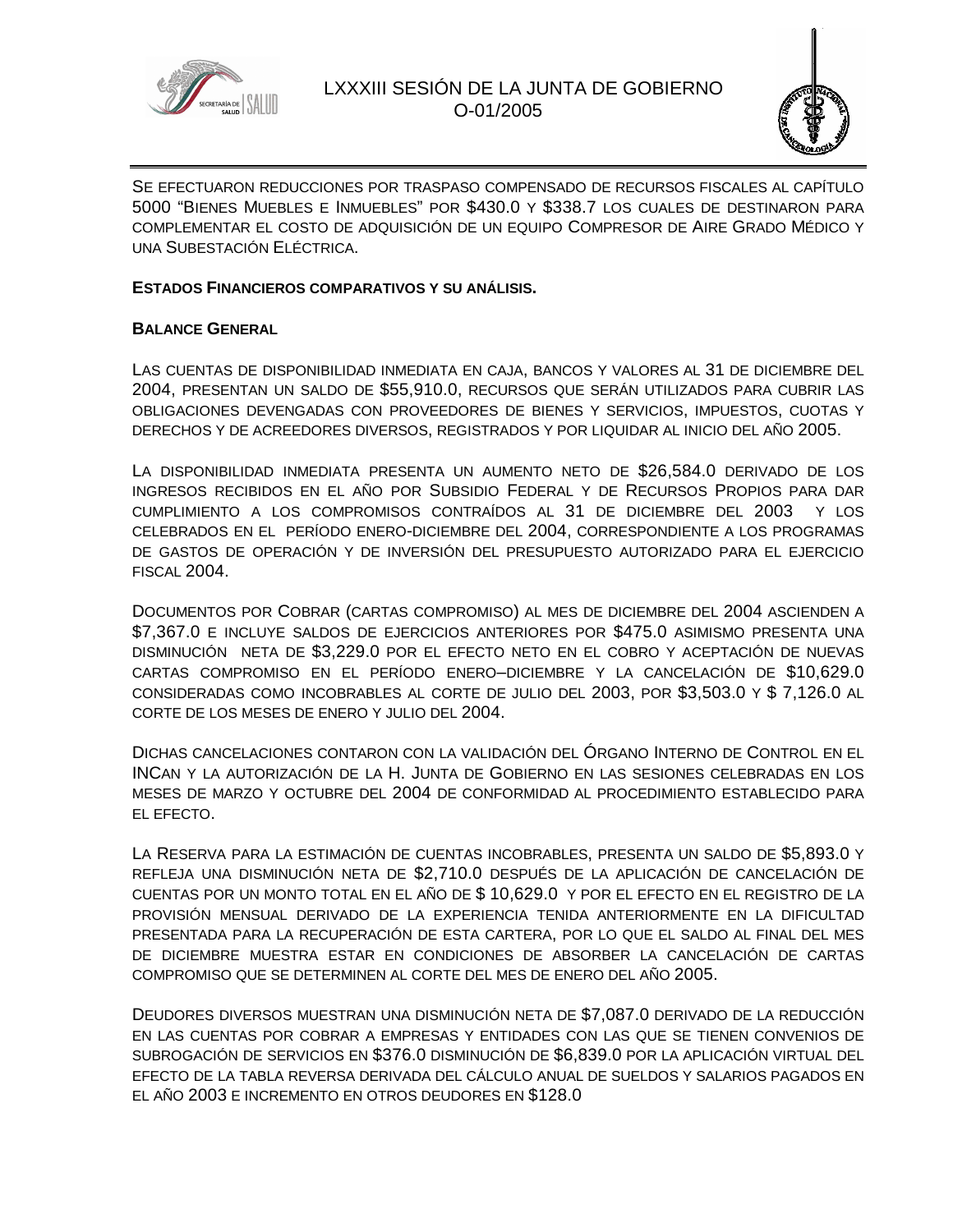SE EFECTUARON REDUCCIONES POR TRASPASO COMPENSADO DE RECURSOS FISCALES AL CAPÍTULO 5000 "BIENES MUEBLES E INMUEBLES" POR $430.0 Y $338.7 LOS CUALES DE DESTINARON PARA COMPLEMENTAR EL COSTO DE ADQUISICIÓN DE UN EQUIPO COMPRESOR DE AIRE GRADO MÉDICO Y UNA SUBESTACIÓN ELÉCTRICA.

**ESTADOS FINANCIEROS COMPARATIVOS Y SU ANÁLISIS.**

**BALANCE GENERAL**

LAS CUENTAS DE DISPONIBILIDAD INMEDIATA EN CAJA, BANCOS Y VALORES AL 31 DE DICIEMBRE DEL 2004, PRESENTAN UN SALDO DE $55,910.0, RECURSOS QUE SERÁN UTILIZADOS PARA CUBRIR LAS OBLIGACIONES DEVENGADAS CON PROVEEDORES DE BIENES Y SERVICIOS, IMPUESTOS, CUOTAS Y DERECHOS Y DE ACREEDORES DIVERSOS, REGISTRADOS Y POR LIQUIDAR AL INICIO DEL AÑO 2005.

LA DISPONIBILIDAD INMEDIATA PRESENTA UN AUMENTO NETO DE $26,584.0 DERIVADO DE LOS INGRESOS RECIBIDOS EN EL AÑO POR SUBSIDIO FEDERAL Y DE RECURSOS PROPIOS PARA DAR CUMPLIMIENTO A LOS COMPROMISOS CONTRAÍDOS AL 31 DE DICIEMBRE DEL 2003 Y LOS CELEBRADOS EN EL PERÍODO ENERO-DICIEMBRE DEL 2004, CORRESPONDIENTE A LOS PROGRAMAS DE GASTOS DE OPERACIÓN Y DE INVERSIÓN DEL PRESUPUESTO AUTORIZADO PARA EL EJERCICIO FISCAL 2004.

DOCUMENTOS POR COBRAR (CARTAS COMPROMISO) AL MES DE DICIEMBRE DEL 2004 ASCIENDEN A $7,367.0 E INCLUYE SALDOS DE EJERCICIOS ANTERIORES POR $475.0 ASIMISMO PRESENTA UNA DISMINUCIÓN NETA DE $3,229.0 POR EL EFECTO NETO EN EL COBRO Y ACEPTACIÓN DE NUEVAS CARTAS COMPROMISO EN EL PERÍODO ENERO–DICIEMBRE Y LA CANCELACIÓN DE $10,629.0 CONSIDERADAS COMO INCOBRABLES AL CORTE DE JULIO DEL 2003, POR $3,503.0 Y $ 7,126.0 AL CORTE DE LOS MESES DE ENERO Y JULIO DEL 2004.

DICHAS CANCELACIONES CONTARON CON LA VALIDACIÓN DEL ÓRGANO INTERNO DE CONTROL EN EL INCAN Y LA AUTORIZACIÓN DE LA H. JUNTA DE GOBIERNO EN LAS SESIONES CELEBRADAS EN LOS MESES DE MARZO Y OCTUBRE DEL 2004 DE CONFORMIDAD AL PROCEDIMIENTO ESTABLECIDO PARA EL EFECTO.

LA RESERVA PARA LA ESTIMACIÓN DE CUENTAS INCOBRABLES, PRESENTA UN SALDO DE $5,893.0 Y REFLEJA UNA DISMINUCIÓN NETA DE $2,710.0 DESPUÉS DE LA APLICACIÓN DE CANCELACIÓN DE CUENTAS POR UN MONTO TOTAL EN EL AÑO DE $ 10,629.0 Y POR EL EFECTO EN EL REGISTRO DE LA PROVISIÓN MENSUAL DERIVADO DE LA EXPERIENCIA TENIDA ANTERIORMENTE EN LA DIFICULTAD PRESENTADA PARA LA RECUPERACIÓN DE ESTA CARTERA, POR LO QUE EL SALDO AL FINAL DEL MES DE DICIEMBRE MUESTRA ESTAR EN CONDICIONES DE ABSORBER LA CANCELACIÓN DE CARTAS COMPROMISO QUE SE DETERMINEN AL CORTE DEL MES DE ENERO DEL AÑO 2005.

DEUDORES DIVERSOS MUESTRAN UNA DISMINUCIÓN NETA DE $7,087.0 DERIVADO DE LA REDUCCIÓN EN LAS CUENTAS POR COBRAR A EMPRESAS Y ENTIDADES CON LAS QUE SE TIENEN CONVENIOS DE SUBROGACIÓN DE SERVICIOS EN $376.0 DISMINUCIÓN DE $6,839.0 POR LA APLICACIÓN VIRTUAL DEL EFECTO DE LA TABLA REVERSA DERIVADA DEL CÁLCULO ANUAL DE SUELDOS Y SALARIOS PAGADOS EN EL AÑO 2003 E INCREMENTO EN OTROS DEUDORES EN $128.0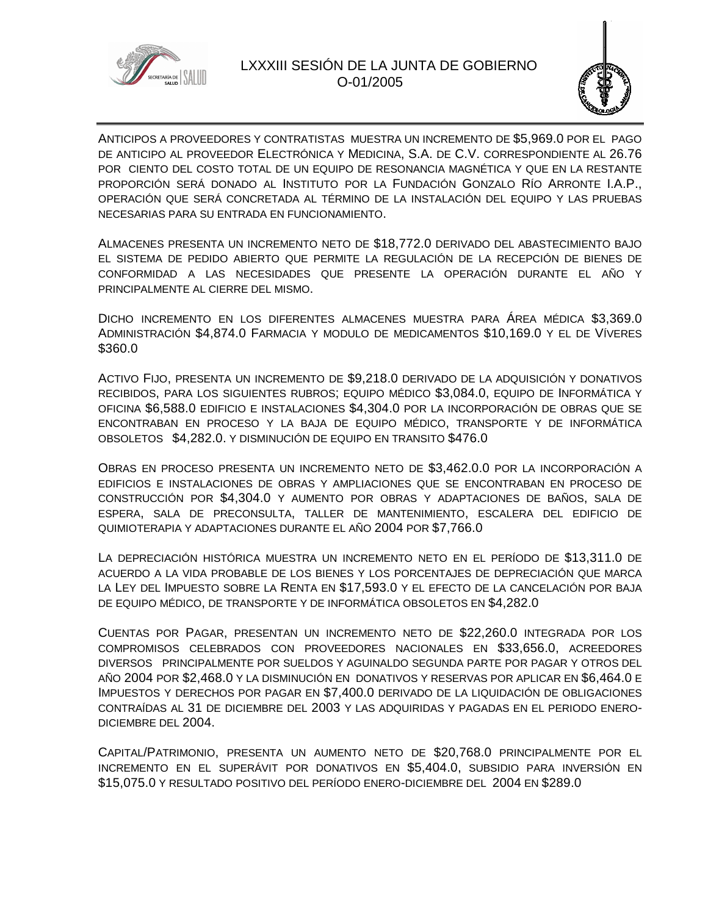ANTICIPOS A PROVEEDORES Y CONTRATISTAS MUESTRA UN INCREMENTO DE $5,969.0 POR EL PAGO DE ANTICIPO AL PROVEEDOR ELECTRÓNICA Y MEDICINA, S.A. DE C.V. CORRESPONDIENTE AL 26.76 POR CIENTO DEL COSTO TOTAL DE UN EQUIPO DE RESONANCIA MAGNÉTICA Y QUE EN LA RESTANTE PROPORCIÓN SERÁ DONADO AL INSTITUTO POR LA FUNDACIÓN GONZALO RÍO ARRONTE I.A.P., OPERACIÓN QUE SERÁ CONCRETADA AL TÉRMINO DE LA INSTALACIÓN DEL EQUIPO Y LAS PRUEBAS NECESARIAS PARA SU ENTRADA EN FUNCIONAMIENTO.

ALMACENES PRESENTA UN INCREMENTO NETO DE $18,772.0 DERIVADO DEL ABASTECIMIENTO BAJO EL SISTEMA DE PEDIDO ABIERTO QUE PERMITE LA REGULACIÓN DE LA RECEPCIÓN DE BIENES DE CONFORMIDAD A LAS NECESIDADES QUE PRESENTE LA OPERACIÓN DURANTE EL AÑO Y PRINCIPALMENTE AL CIERRE DEL MISMO.

DICHO INCREMENTO EN LOS DIFERENTES ALMACENES MUESTRA PARA ÁREA MÉDICA $3,369.0 ADMINISTRACIÓN $4,874.0 FARMACIA Y MODULO DE MEDICAMENTOS $10,169.0 Y EL DE VÍVERES $360.0

ACTIVO FIJO, PRESENTA UN INCREMENTO DE $9,218.0 DERIVADO DE LA ADQUISICIÓN Y DONATIVOS RECIBIDOS, PARA LOS SIGUIENTES RUBROS; EQUIPO MÉDICO $3,084.0, EQUIPO DE INFORMÁTICA Y OFICINA $6,588.0 EDIFICIO E INSTALACIONES $4,304.0 POR LA INCORPORACIÓN DE OBRAS QUE SE ENCONTRABAN EN PROCESO Y LA BAJA DE EQUIPO MÉDICO, TRANSPORTE Y DE INFORMÁTICA OBSOLETOS $4,282.0. Y DISMINUCIÓN DE EQUIPO EN TRANSITO $476.0

OBRAS EN PROCESO PRESENTA UN INCREMENTO NETO DE $3,462.0.0 POR LA INCORPORACIÓN A EDIFICIOS E INSTALACIONES DE OBRAS Y AMPLIACIONES QUE SE ENCONTRABAN EN PROCESO DE CONSTRUCCIÓN POR $4,304.0 Y AUMENTO POR OBRAS Y ADAPTACIONES DE BAÑOS, SALA DE ESPERA, SALA DE PRECONSULTA, TALLER DE MANTENIMIENTO, ESCALERA DEL EDIFICIO DE QUIMIOTERAPIA Y ADAPTACIONES DURANTE EL AÑO 2004 POR $7,766.0

LA DEPRECIACIÓN HISTÓRICA MUESTRA UN INCREMENTO NETO EN EL PERÍODO DE $13,311.0 DE ACUERDO A LA VIDA PROBABLE DE LOS BIENES Y LOS PORCENTAJES DE DEPRECIACIÓN QUE MARCA LA LEY DEL IMPUESTO SOBRE LA RENTA EN $17,593.0 Y EL EFECTO DE LA CANCELACIÓN POR BAJA DE EQUIPO MÉDICO, DE TRANSPORTE Y DE INFORMÁTICA OBSOLETOS EN $4,282.0

CUENTAS POR PAGAR, PRESENTAN UN INCREMENTO NETO DE $22,260.0 INTEGRADA POR LOS COMPROMISOS CELEBRADOS CON PROVEEDORES NACIONALES EN $33,656.0, ACREEDORES DIVERSOS PRINCIPALMENTE POR SUELDOS Y AGUINALDO SEGUNDA PARTE POR PAGAR Y OTROS DEL AÑO 2004 POR $2,468.0 Y LA DISMINUCIÓN EN DONATIVOS Y RESERVAS POR APLICAR EN $6,464.0 E IMPUESTOS Y DERECHOS POR PAGAR EN $7,400.0 DERIVADO DE LA LIQUIDACIÓN DE OBLIGACIONES CONTRAÍDAS AL 31 DE DICIEMBRE DEL 2003 Y LAS ADQUIRIDAS Y PAGADAS EN EL PERIODO ENERO-DICIEMBRE DEL 2004.

CAPITAL/PATRIMONIO, PRESENTA UN AUMENTO NETO DE $20,768.0 PRINCIPALMENTE POR EL INCREMENTO EN EL SUPERÁVIT POR DONATIVOS EN $5,404.0, SUBSIDIO PARA INVERSIÓN EN $15,075.0 Y RESULTADO POSITIVO DEL PERÍODO ENERO-DICIEMBRE DEL 2004 EN $289.0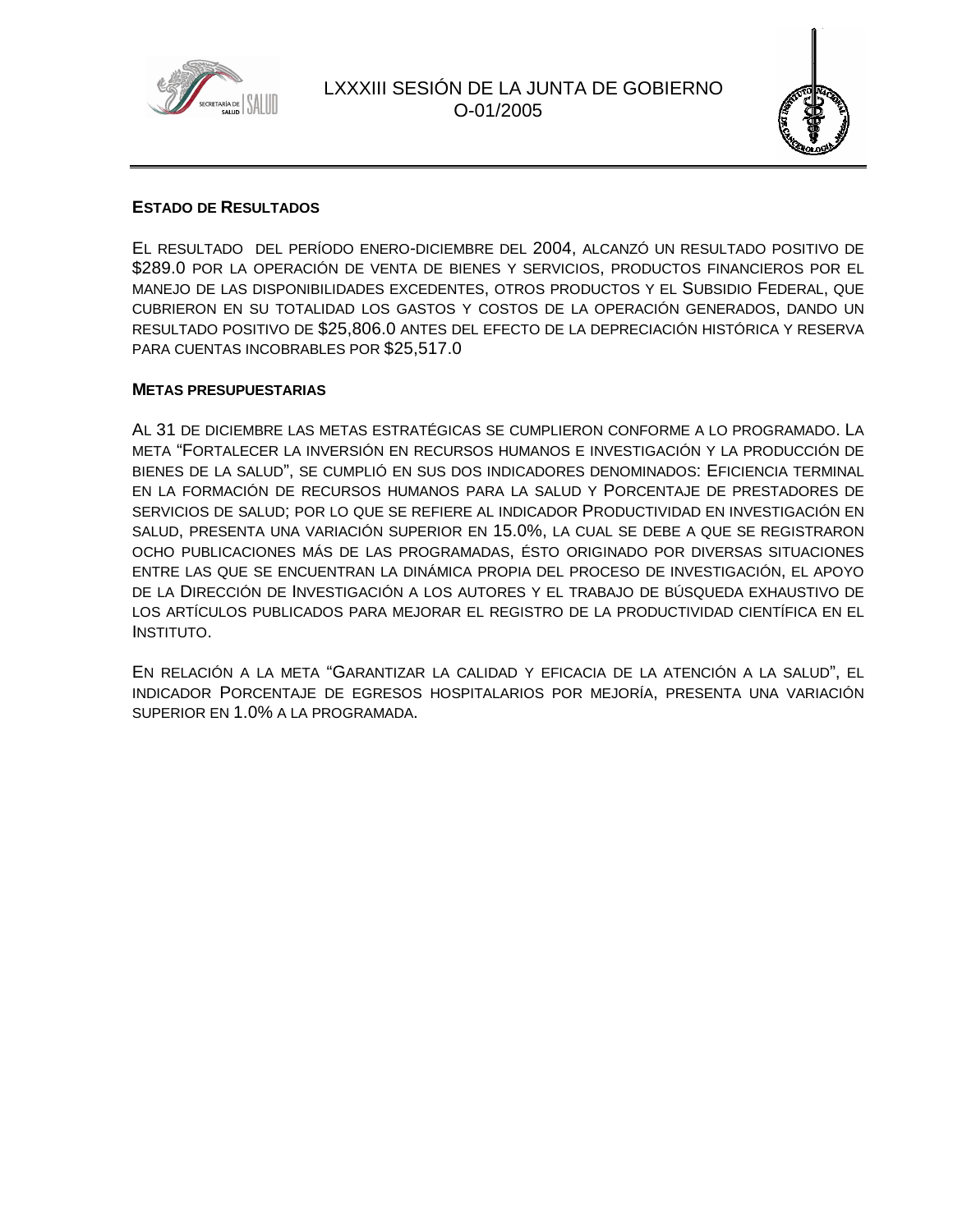**ESTADO DE RESULTADOS**

EL RESULTADO DEL PERÍODO ENERO-DICIEMBRE DEL 2004, ALCANZÓ UN RESULTADO POSITIVO DE $289.0 POR LA OPERACIÓN DE VENTA DE BIENES Y SERVICIOS, PRODUCTOS FINANCIEROS POR EL MANEJO DE LAS DISPONIBILIDADES EXCEDENTES, OTROS PRODUCTOS Y EL SUBSIDIO FEDERAL, QUE CUBRIERON EN SU TOTALIDAD LOS GASTOS Y COSTOS DE LA OPERACIÓN GENERADOS, DANDO UN RESULTADO POSITIVO DE $25,806.0 ANTES DEL EFECTO DE LA DEPRECIACIÓN HISTÓRICA Y RESERVA PARA CUENTAS INCOBRABLES POR $25,517.0

**METAS PRESUPUESTARIAS**

AL 31 DE DICIEMBRE LAS METAS ESTRATÉGICAS SE CUMPLIERON CONFORME A LO PROGRAMADO. LA META "FORTALECER LA INVERSIÓN EN RECURSOS HUMANOS E INVESTIGACIÓN Y LA PRODUCCIÓN DE BIENES DE LA SALUD", SE CUMPLIÓ EN SUS DOS INDICADORES DENOMINADOS: EFICIENCIA TERMINAL EN LA FORMACIÓN DE RECURSOS HUMANOS PARA LA SALUD Y PORCENTAJE DE PRESTADORES DE SERVICIOS DE SALUD; POR LO QUE SE REFIERE AL INDICADOR PRODUCTIVIDAD EN INVESTIGACIÓN EN SALUD, PRESENTA UNA VARIACIÓN SUPERIOR EN 15.0%, LA CUAL SE DEBE A QUE SE REGISTRARON OCHO PUBLICACIONES MÁS DE LAS PROGRAMADAS, ÉSTO ORIGINADO POR DIVERSAS SITUACIONES ENTRE LAS QUE SE ENCUENTRAN LA DINÁMICA PROPIA DEL PROCESO DE INVESTIGACIÓN, EL APOYO DE LA DIRECCIÓN DE INVESTIGACIÓN A LOS AUTORES Y EL TRABAJO DE BÚSQUEDA EXHAUSTIVO DE LOS ARTÍCULOS PUBLICADOS PARA MEJORAR EL REGISTRO DE LA PRODUCTIVIDAD CIENTÍFICA EN EL INSTITUTO.

EN RELACIÓN A LA META "GARANTIZAR LA CALIDAD Y EFICACIA DE LA ATENCIÓN A LA SALUD", EL INDICADOR PORCENTAJE DE EGRESOS HOSPITALARIOS POR MEJORÍA, PRESENTA UNA VARIACIÓN SUPERIOR EN 1.0% A LA PROGRAMADA.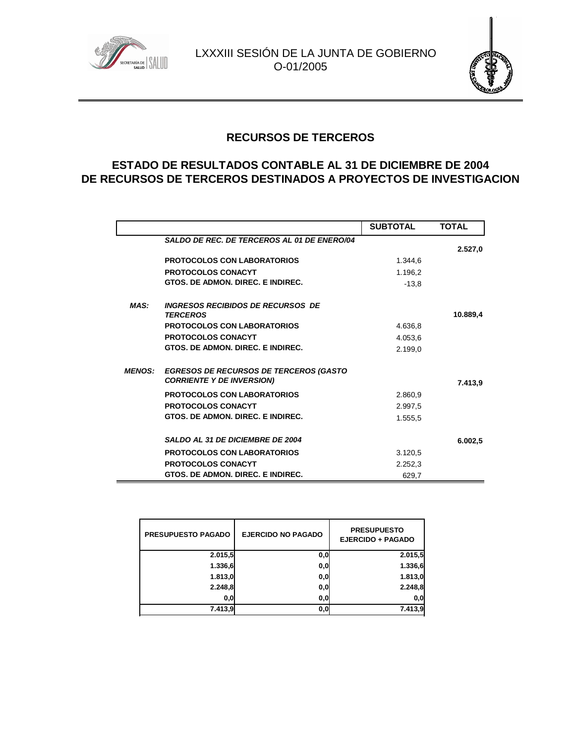LXXXIII SESIÓN DE LA JUNTA DE GOBIERNO
O-01/2005

## RECURSOS DE TERCEROS

## ESTADO DE RESULTADOS CONTABLE AL 31 DE DICIEMBRE DE 2004 DE RECURSOS DE TERCEROS DESTINADOS A PROYECTOS DE INVESTIGACION

| | | SUBTOTAL | TOTAL |
|---|---|---|---|
| | *SALDO DE REC. DE TERCEROS AL 01 DE ENERO/04* | | **2.527,0** |
| | **PROTOCOLOS CON LABORATORIOS** | 1.344,6 | |
| | **PROTOCOLOS CONACYT** | 1.196,2 | |
| | **GTOS. DE ADMON. DIREC. E INDIREC.** | -13,8 | |
| ***MAS:*** | ***INGRESOS RECIBIDOS DE RECURSOS DE TERCEROS*** | | **10.889,4** |
| | **PROTOCOLOS CON LABORATORIOS** | 4.636,8 | |
| | **PROTOCOLOS CONACYT** | 4.053,6 | |
| | **GTOS. DE ADMON. DIREC. E INDIREC.** | 2.199,0 | |
| ***MENOS:*** | ***EGRESOS DE RECURSOS DE TERCEROS (GASTO CORRIENTE Y DE INVERSION)*** | | **7.413,9** |
| | **PROTOCOLOS CON LABORATORIOS** | 2.860,9 | |
| | **PROTOCOLOS CONACYT** | 2.997,5 | |
| | **GTOS. DE ADMON. DIREC. E INDIREC.** | 1.555,5 | |
| | *SALDO AL 31 DE DICIEMBRE DE 2004* | | **6.002,5** |
| | **PROTOCOLOS CON LABORATORIOS** | 3.120,5 | |
| | **PROTOCOLOS CONACYT** | 2.252,3 | |
| | **GTOS. DE ADMON. DIREC. E INDIREC.** | 629,7 | |

| PRESUPUESTO PAGADO | EJERCIDO NO PAGADO | PRESUPUESTO EJERCIDO + PAGADO |
|---|---|---|
| **2.015,5** | **0,0** | **2.015,5** |
| **1.336,6** | **0,0** | **1.336,6** |
| **1.813,0** | **0,0** | **1.813,0** |
| **2.248,8** | **0,0** | **2.248,8** |
| **0,0** | **0,0** | **0,0** |
| **7.413,9** | **0,0** | **7.413,9** |